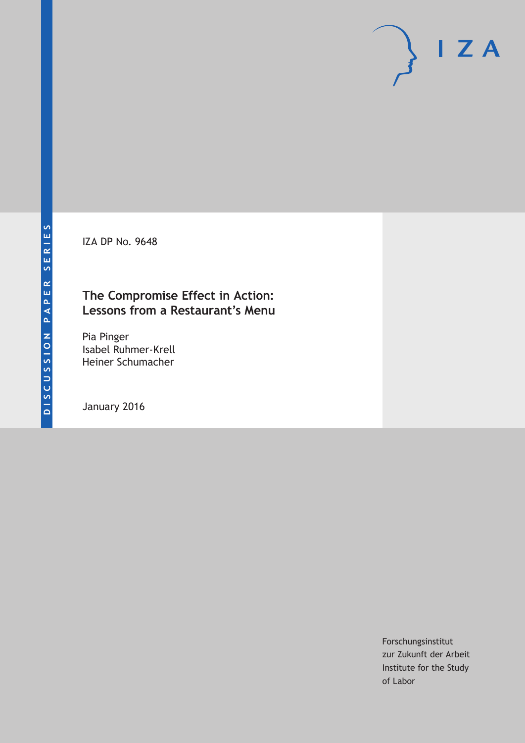DISCUSSION PAPER SERIES

IZA DP No. 9648

# The Compromise Effect in Action: Lessons from a Restaurant's Menu

Pia Pinger
Isabel Ruhmer-Krell
Heiner Schumacher

January 2016

Forschungsinstitut
zur Zukunft der Arbeit
Institute for the Study
of Labor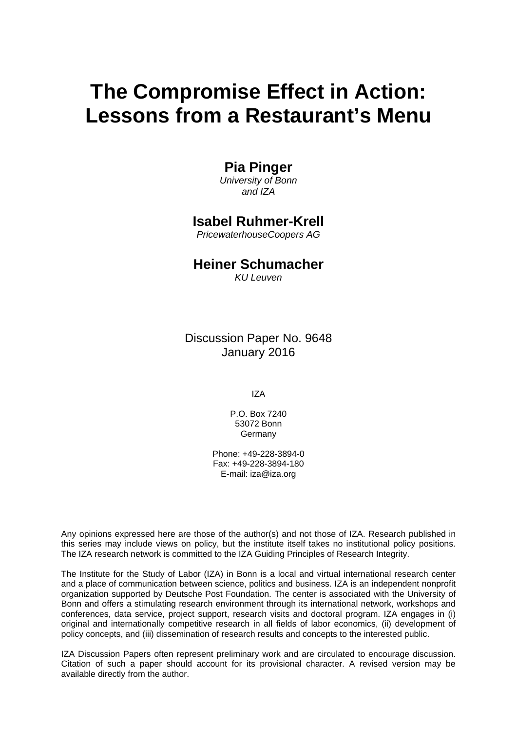# The Compromise Effect in Action: Lessons from a Restaurant's Menu

**Pia Pinger**  
*University of Bonn and IZA*

**Isabel Ruhmer-Krell**  
*PricewaterhouseCoopers AG*

**Heiner Schumacher**  
*KU Leuven*

Discussion Paper No. 9648  
January 2016

IZA

P.O. Box 7240  
53072 Bonn  
Germany

Phone: +49-228-3894-0  
Fax: +49-228-3894-180  
E-mail: iza@iza.org

Any opinions expressed here are those of the author(s) and not those of IZA. Research published in this series may include views on policy, but the institute itself takes no institutional policy positions. The IZA research network is committed to the IZA Guiding Principles of Research Integrity.

The Institute for the Study of Labor (IZA) in Bonn is a local and virtual international research center and a place of communication between science, politics and business. IZA is an independent nonprofit organization supported by Deutsche Post Foundation. The center is associated with the University of Bonn and offers a stimulating research environment through its international network, workshops and conferences, data service, project support, research visits and doctoral program. IZA engages in (i) original and internationally competitive research in all fields of labor economics, (ii) development of policy concepts, and (iii) dissemination of research results and concepts to the interested public.

IZA Discussion Papers often represent preliminary work and are circulated to encourage discussion. Citation of such a paper should account for its provisional character. A revised version may be available directly from the author.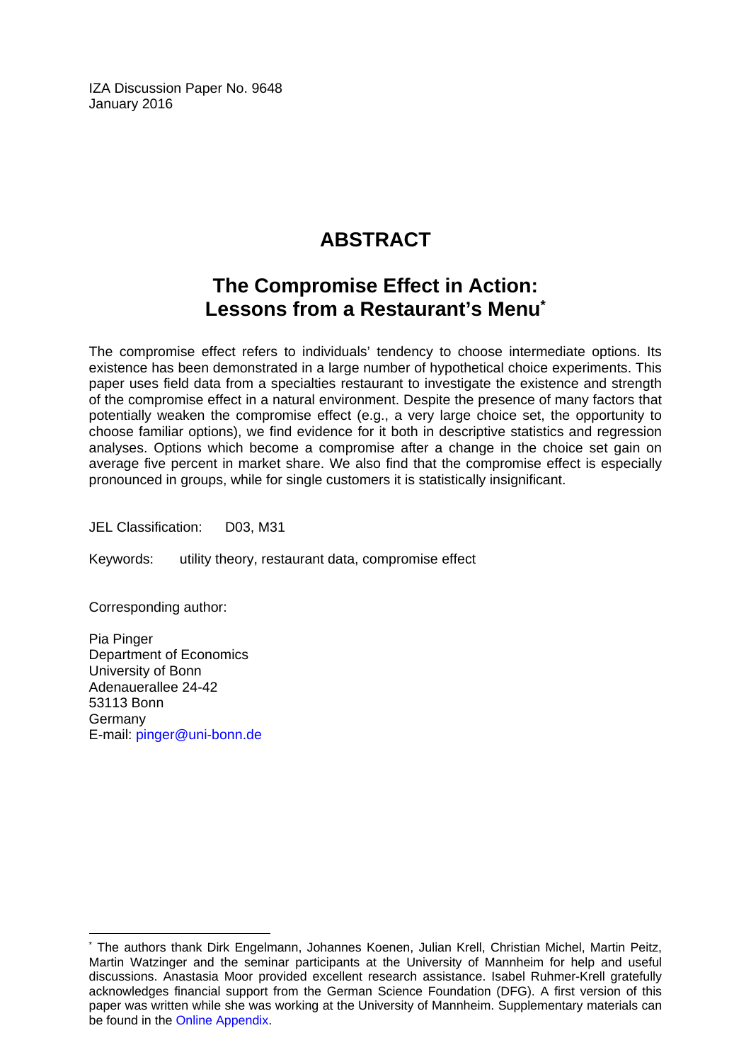IZA Discussion Paper No. 9648
January 2016

# ABSTRACT

## The Compromise Effect in Action: Lessons from a Restaurant's Menu*

The compromise effect refers to individuals' tendency to choose intermediate options. Its existence has been demonstrated in a large number of hypothetical choice experiments. This paper uses field data from a specialties restaurant to investigate the existence and strength of the compromise effect in a natural environment. Despite the presence of many factors that potentially weaken the compromise effect (e.g., a very large choice set, the opportunity to choose familiar options), we find evidence for it both in descriptive statistics and regression analyses. Options which become a compromise after a change in the choice set gain on average five percent in market share. We also find that the compromise effect is especially pronounced in groups, while for single customers it is statistically insignificant.

JEL Classification: D03, M31

Keywords: utility theory, restaurant data, compromise effect

Corresponding author:

Pia Pinger
Department of Economics
University of Bonn
Adenauerallee 24-42
53113 Bonn
Germany
E-mail: pinger@uni-bonn.de

---

* The authors thank Dirk Engelmann, Johannes Koenen, Julian Krell, Christian Michel, Martin Peitz, Martin Watzinger and the seminar participants at the University of Mannheim for help and useful discussions. Anastasia Moor provided excellent research assistance. Isabel Ruhmer-Krell gratefully acknowledges financial support from the German Science Foundation (DFG). A first version of this paper was written while she was working at the University of Mannheim. Supplementary materials can be found in the Online Appendix.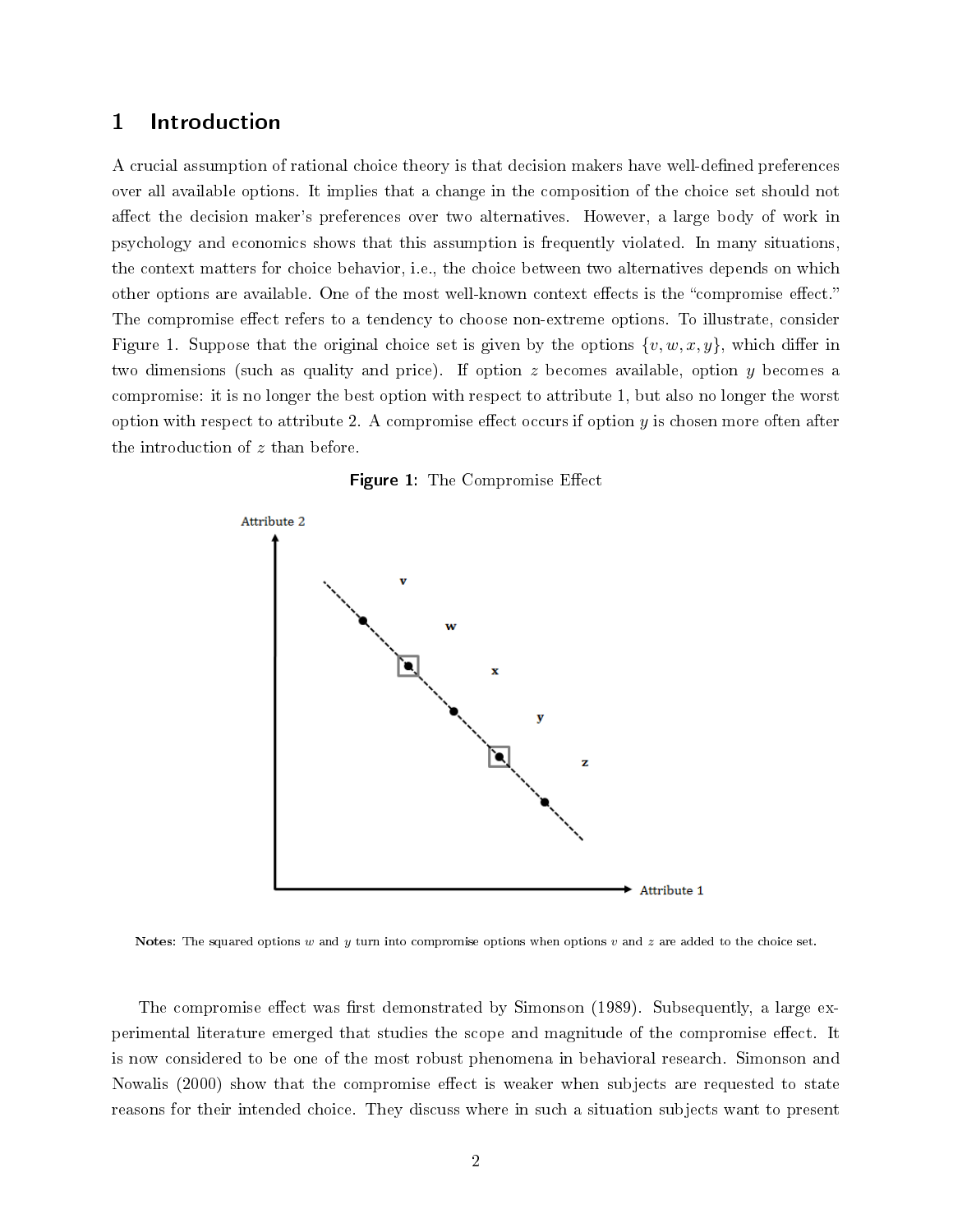# 1 Introduction

A crucial assumption of rational choice theory is that decision makers have well-defined preferences over all available options. It implies that a change in the composition of the choice set should not affect the decision maker's preferences over two alternatives. However, a large body of work in psychology and economics shows that this assumption is frequently violated. In many situations, the context matters for choice behavior, i.e., the choice between two alternatives depends on which other options are available. One of the most well-known context effects is the "compromise effect." The compromise effect refers to a tendency to choose non-extreme options. To illustrate, consider Figure 1. Suppose that the original choice set is given by the options $\{v, w, x, y\}$, which differ in two dimensions (such as quality and price). If option $z$ becomes available, option $y$ becomes a compromise: it is no longer the best option with respect to attribute 1, but also no longer the worst option with respect to attribute 2. A compromise effect occurs if option $y$ is chosen more often after the introduction of $z$ than before.

**Figure 1:** The Compromise Effect

**Notes:** The squared options $w$ and $y$ turn into compromise options when options $v$ and $z$ are added to the choice set.

The compromise effect was first demonstrated by Simonson (1989). Subsequently, a large experimental literature emerged that studies the scope and magnitude of the compromise effect. It is now considered to be one of the most robust phenomena in behavioral research. Simonson and Nowalis (2000) show that the compromise effect is weaker when subjects are requested to state reasons for their intended choice. They discuss where in such a situation subjects want to present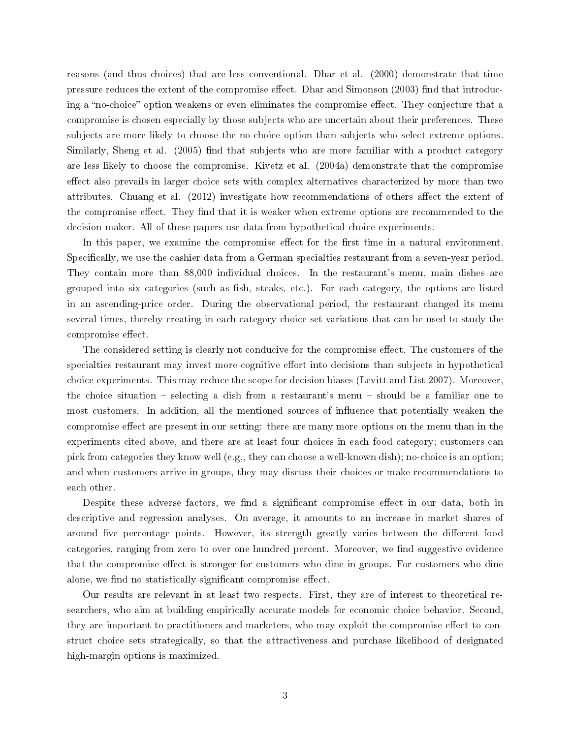reasons (and thus choices) that are less conventional. Dhar et al. (2000) demonstrate that time pressure reduces the extent of the compromise effect. Dhar and Simonson (2003) find that introducing a "no-choice" option weakens or even eliminates the compromise effect. They conjecture that a compromise is chosen especially by those subjects who are uncertain about their preferences. These subjects are more likely to choose the no-choice option than subjects who select extreme options. Similarly, Sheng et al. (2005) find that subjects who are more familiar with a product category are less likely to choose the compromise. Kivetz et al. (2004a) demonstrate that the compromise effect also prevails in larger choice sets with complex alternatives characterized by more than two attributes. Chuang et al. (2012) investigate how recommendations of others affect the extent of the compromise effect. They find that it is weaker when extreme options are recommended to the decision maker. All of these papers use data from hypothetical choice experiments.

In this paper, we examine the compromise effect for the first time in a natural environment. Specifically, we use the cashier data from a German specialties restaurant from a seven-year period. They contain more than 88,000 individual choices. In the restaurant's menu, main dishes are grouped into six categories (such as fish, steaks, etc.). For each category, the options are listed in an ascending-price order. During the observational period, the restaurant changed its menu several times, thereby creating in each category choice set variations that can be used to study the compromise effect.

The considered setting is clearly not conducive for the compromise effect. The customers of the specialties restaurant may invest more cognitive effort into decisions than subjects in hypothetical choice experiments. This may reduce the scope for decision biases (Levitt and List 2007). Moreover, the choice situation – selecting a dish from a restaurant's menu – should be a familiar one to most customers. In addition, all the mentioned sources of influence that potentially weaken the compromise effect are present in our setting: there are many more options on the menu than in the experiments cited above, and there are at least four choices in each food category; customers can pick from categories they know well (e.g., they can choose a well-known dish); no-choice is an option; and when customers arrive in groups, they may discuss their choices or make recommendations to each other.

Despite these adverse factors, we find a significant compromise effect in our data, both in descriptive and regression analyses. On average, it amounts to an increase in market shares of around five percentage points. However, its strength greatly varies between the different food categories, ranging from zero to over one hundred percent. Moreover, we find suggestive evidence that the compromise effect is stronger for customers who dine in groups. For customers who dine alone, we find no statistically significant compromise effect.

Our results are relevant in at least two respects. First, they are of interest to theoretical researchers, who aim at building empirically accurate models for economic choice behavior. Second, they are important to practitioners and marketers, who may exploit the compromise effect to construct choice sets strategically, so that the attractiveness and purchase likelihood of designated high-margin options is maximized.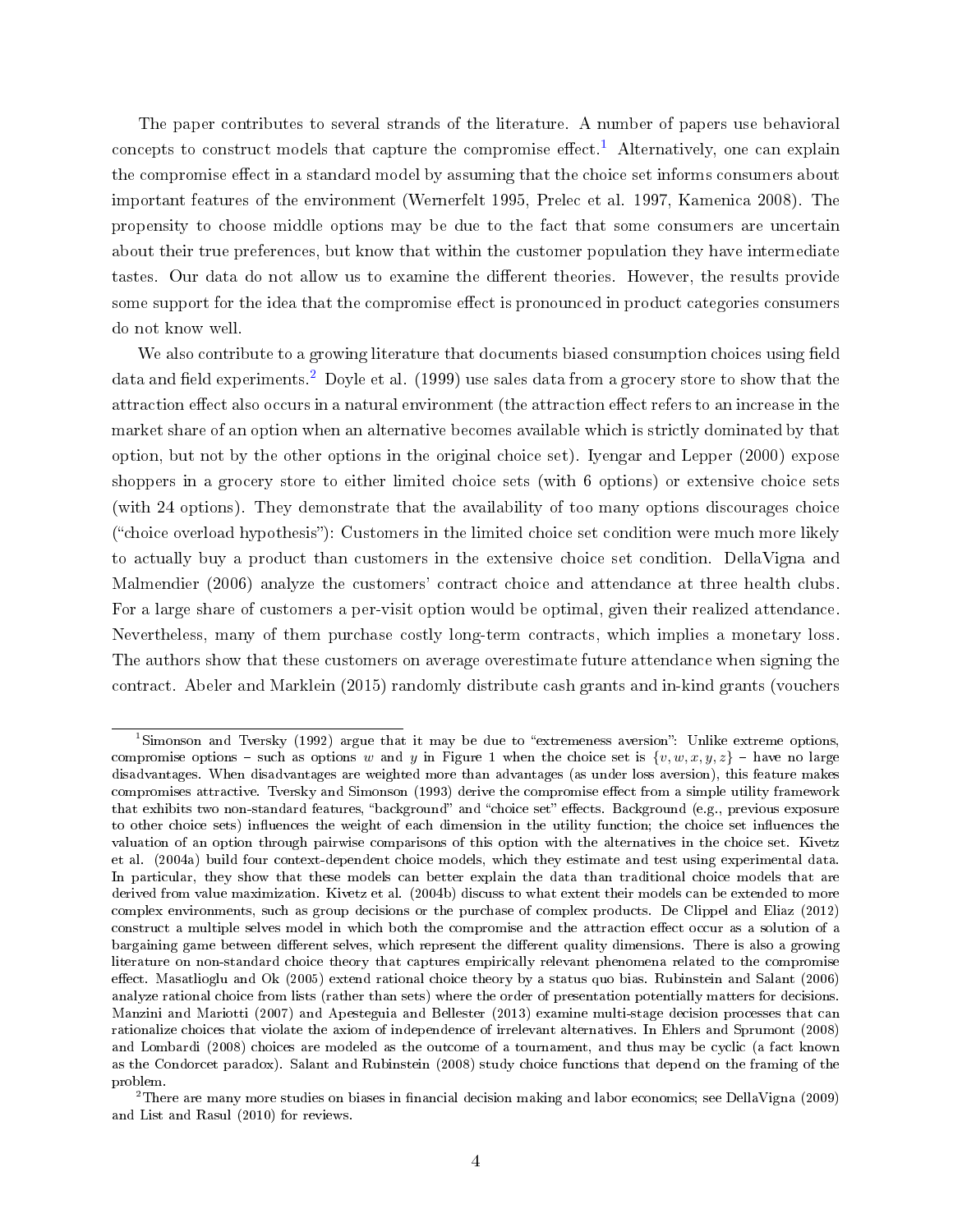The paper contributes to several strands of the literature. A number of papers use behavioral concepts to construct models that capture the compromise effect.[1] Alternatively, one can explain the compromise effect in a standard model by assuming that the choice set informs consumers about important features of the environment (Wernerfelt 1995, Prelec et al. 1997, Kamenica 2008). The propensity to choose middle options may be due to the fact that some consumers are uncertain about their true preferences, but know that within the customer population they have intermediate tastes. Our data do not allow us to examine the different theories. However, the results provide some support for the idea that the compromise effect is pronounced in product categories consumers do not know well.

We also contribute to a growing literature that documents biased consumption choices using field data and field experiments.[2] Doyle et al. (1999) use sales data from a grocery store to show that the attraction effect also occurs in a natural environment (the attraction effect refers to an increase in the market share of an option when an alternative becomes available which is strictly dominated by that option, but not by the other options in the original choice set). Iyengar and Lepper (2000) expose shoppers in a grocery store to either limited choice sets (with 6 options) or extensive choice sets (with 24 options). They demonstrate that the availability of too many options discourages choice ("choice overload hypothesis"): Customers in the limited choice set condition were much more likely to actually buy a product than customers in the extensive choice set condition. DellaVigna and Malmendier (2006) analyze the customers' contract choice and attendance at three health clubs. For a large share of customers a per-visit option would be optimal, given their realized attendance. Nevertheless, many of them purchase costly long-term contracts, which implies a monetary loss. The authors show that these customers on average overestimate future attendance when signing the contract. Abeler and Marklein (2015) randomly distribute cash grants and in-kind grants (vouchers

---

[1] Simonson and Tversky (1992) argue that it may be due to "extremeness aversion": Unlike extreme options, compromise options – such as options $w$ and $y$ in Figure 1 when the choice set is $\{v, w, x, y, z\}$ – have no large disadvantages. When disadvantages are weighted more than advantages (as under loss aversion), this feature makes compromises attractive. Tversky and Simonson (1993) derive the compromise effect from a simple utility framework that exhibits two non-standard features, "background" and "choice set" effects. Background (e.g., previous exposure to other choice sets) influences the weight of each dimension in the utility function; the choice set influences the valuation of an option through pairwise comparisons of this option with the alternatives in the choice set. Kivetz et al. (2004a) build four context-dependent choice models, which they estimate and test using experimental data. In particular, they show that these models can better explain the data than traditional choice models that are derived from value maximization. Kivetz et al. (2004b) discuss to what extent their models can be extended to more complex environments, such as group decisions or the purchase of complex products. De Clippel and Eliaz (2012) construct a multiple selves model in which both the compromise and the attraction effect occur as a solution of a bargaining game between different selves, which represent the different quality dimensions. There is also a growing literature on non-standard choice theory that captures empirically relevant phenomena related to the compromise effect. Masatlioglu and Ok (2005) extend rational choice theory by a status quo bias. Rubinstein and Salant (2006) analyze rational choice from lists (rather than sets) where the order of presentation potentially matters for decisions. Manzini and Mariotti (2007) and Apesteguia and Bellester (2013) examine multi-stage decision processes that can rationalize choices that violate the axiom of independence of irrelevant alternatives. In Ehlers and Sprumont (2008) and Lombardi (2008) choices are modeled as the outcome of a tournament, and thus may be cyclic (a fact known as the Condorcet paradox). Salant and Rubinstein (2008) study choice functions that depend on the framing of the problem.

[2] There are many more studies on biases in financial decision making and labor economics; see DellaVigna (2009) and List and Rasul (2010) for reviews.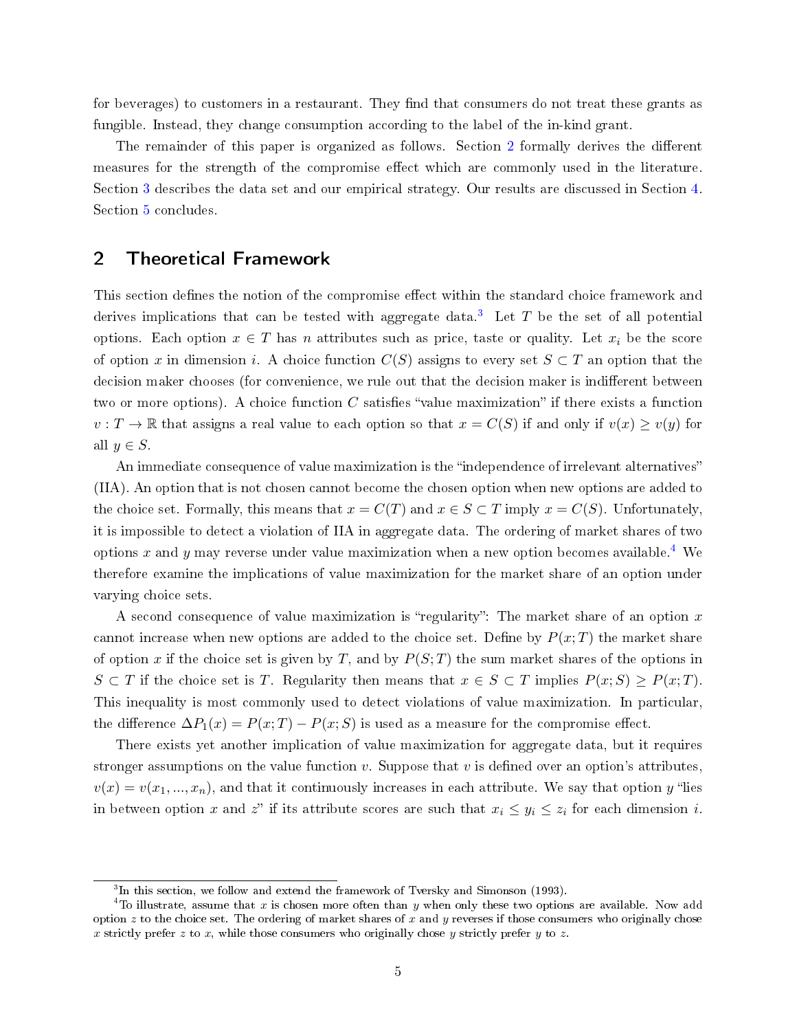for beverages) to customers in a restaurant. They find that consumers do not treat these grants as fungible. Instead, they change consumption according to the label of the in-kind grant.

The remainder of this paper is organized as follows. Section 2 formally derives the different measures for the strength of the compromise effect which are commonly used in the literature. Section 3 describes the data set and our empirical strategy. Our results are discussed in Section 4. Section 5 concludes.

## 2 Theoretical Framework

This section defines the notion of the compromise effect within the standard choice framework and derives implications that can be tested with aggregate data.[3] Let $T$ be the set of all potential options. Each option $x \in T$ has $n$ attributes such as price, taste or quality. Let $x_i$ be the score of option $x$ in dimension $i$. A choice function $C(S)$ assigns to every set $S \subset T$ an option that the decision maker chooses (for convenience, we rule out that the decision maker is indifferent between two or more options). A choice function $C$ satisfies "value maximization" if there exists a function $v : T \to \mathbb{R}$ that assigns a real value to each option so that $x = C(S)$ if and only if $v(x) \geq v(y)$ for all $y \in S$.

An immediate consequence of value maximization is the "independence of irrelevant alternatives" (IIA). An option that is not chosen cannot become the chosen option when new options are added to the choice set. Formally, this means that $x = C(T)$ and $x \in S \subset T$ imply $x = C(S)$. Unfortunately, it is impossible to detect a violation of IIA in aggregate data. The ordering of market shares of two options $x$ and $y$ may reverse under value maximization when a new option becomes available.[4] We therefore examine the implications of value maximization for the market share of an option under varying choice sets.

A second consequence of value maximization is "regularity": The market share of an option $x$ cannot increase when new options are added to the choice set. Define by $P(x; T)$ the market share of option $x$ if the choice set is given by $T$, and by $P(S; T)$ the sum market shares of the options in $S \subset T$ if the choice set is $T$. Regularity then means that $x \in S \subset T$ implies $P(x; S) \geq P(x; T)$. This inequality is most commonly used to detect violations of value maximization. In particular, the difference $\Delta P_1(x) = P(x; T) - P(x; S)$ is used as a measure for the compromise effect.

There exists yet another implication of value maximization for aggregate data, but it requires stronger assumptions on the value function $v$. Suppose that $v$ is defined over an option's attributes, $v(x) = v(x_1, ..., x_n)$, and that it continuously increases in each attribute. We say that option $y$ "lies in between option $x$ and $z$" if its attribute scores are such that $x_i \leq y_i \leq z_i$ for each dimension $i$.

---

[3] In this section, we follow and extend the framework of Tversky and Simonson (1993).

[4] To illustrate, assume that $x$ is chosen more often than $y$ when only these two options are available. Now add option $z$ to the choice set. The ordering of market shares of $x$ and $y$ reverses if those consumers who originally chose $x$ strictly prefer $z$ to $x$, while those consumers who originally chose $y$ strictly prefer $y$ to $z$.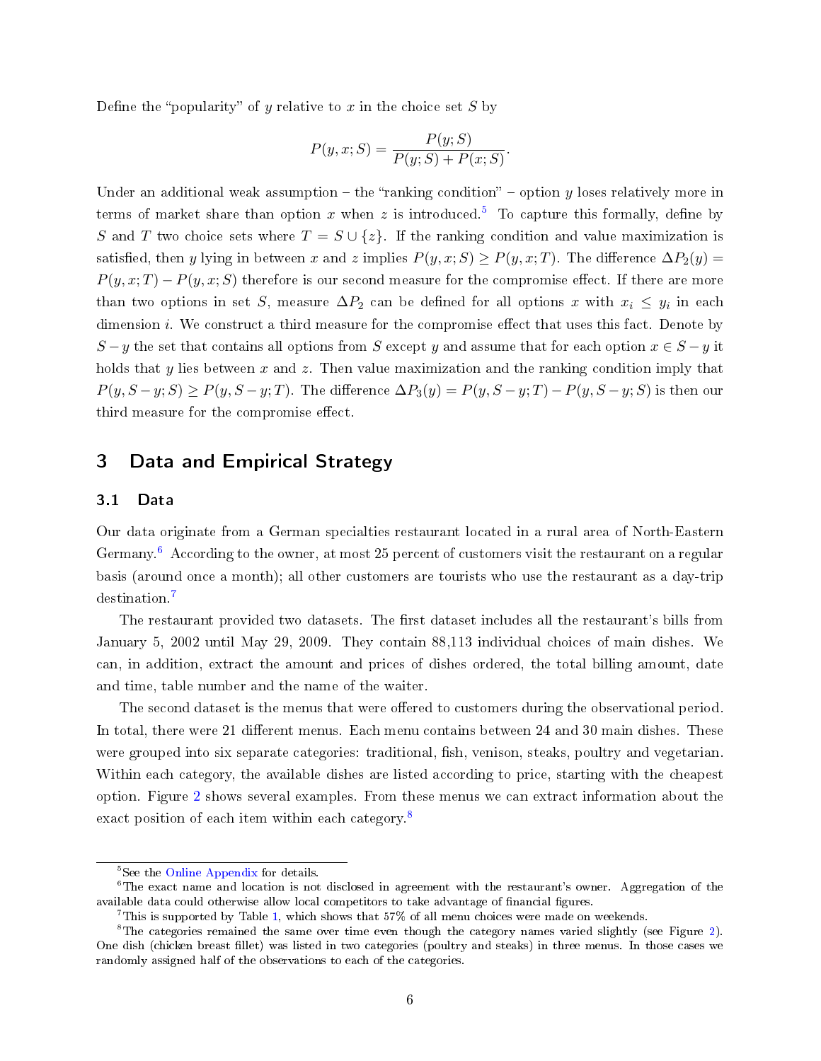Define the "popularity" of $y$ relative to $x$ in the choice set $S$ by

$$P(y, x; S) = \frac{P(y; S)}{P(y; S) + P(x; S)}.$$

Under an additional weak assumption – the "ranking condition" – option $y$ loses relatively more in terms of market share than option $x$ when $z$ is introduced.[5] To capture this formally, define by $S$ and $T$ two choice sets where $T = S \cup \{z\}$. If the ranking condition and value maximization is satisfied, then $y$ lying in between $x$ and $z$ implies $P(y, x; S) \geq P(y, x; T)$. The difference $\Delta P_2(y) = P(y, x; T) - P(y, x; S)$ therefore is our second measure for the compromise effect. If there are more than two options in set $S$, measure $\Delta P_2$ can be defined for all options $x$ with $x_i \leq y_i$ in each dimension $i$. We construct a third measure for the compromise effect that uses this fact. Denote by $S - y$ the set that contains all options from $S$ except $y$ and assume that for each option $x \in S - y$ it holds that $y$ lies between $x$ and $z$. Then value maximization and the ranking condition imply that $P(y, S - y; S) \geq P(y, S - y; T)$. The difference $\Delta P_3(y) = P(y, S - y; T) - P(y, S - y; S)$ is then our third measure for the compromise effect.

## 3 Data and Empirical Strategy

### 3.1 Data

Our data originate from a German specialties restaurant located in a rural area of North-Eastern Germany.[6] According to the owner, at most 25 percent of customers visit the restaurant on a regular basis (around once a month); all other customers are tourists who use the restaurant as a day-trip destination.[7]

The restaurant provided two datasets. The first dataset includes all the restaurant's bills from January 5, 2002 until May 29, 2009. They contain 88,113 individual choices of main dishes. We can, in addition, extract the amount and prices of dishes ordered, the total billing amount, date and time, table number and the name of the waiter.

The second dataset is the menus that were offered to customers during the observational period. In total, there were 21 different menus. Each menu contains between 24 and 30 main dishes. These were grouped into six separate categories: traditional, fish, venison, steaks, poultry and vegetarian. Within each category, the available dishes are listed according to price, starting with the cheapest option. Figure 2 shows several examples. From these menus we can extract information about the exact position of each item within each category.[8]

---

[5] See the Online Appendix for details.

[6] The exact name and location is not disclosed in agreement with the restaurant's owner. Aggregation of the available data could otherwise allow local competitors to take advantage of financial figures.

[7] This is supported by Table 1, which shows that 57% of all menu choices were made on weekends.

[8] The categories remained the same over time even though the category names varied slightly (see Figure 2). One dish (chicken breast fillet) was listed in two categories (poultry and steaks) in three menus. In those cases we randomly assigned half of the observations to each of the categories.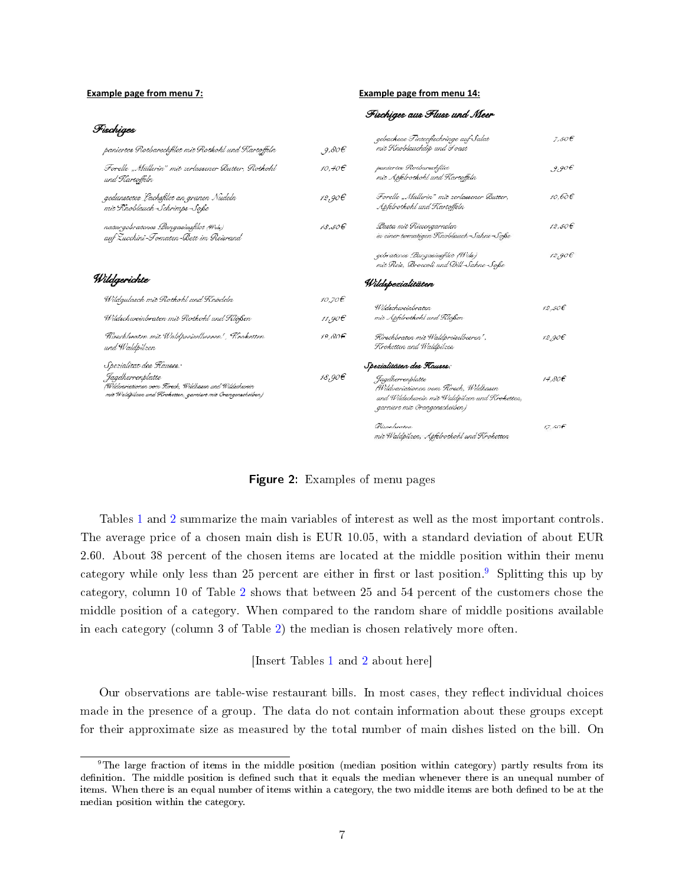**Example page from menu 7:**

***Fischiges***

| | |
|---|---|
| *paniertes Rotbarschfilet mit Rotkohl und Kartoffeln* | *9,80€* |
| *Forelle „Müllerin" mit zerlassener Butter, Rotkohl und Kartoffeln* | *10,40€* |
| *gedunstetes Lachsfilet an grünen Nudeln mit Knoblauch-Schrimps-Soße* | *12,90€* |
| *naturgebratenes Pangasiusfilet (Wels) auf Zucchini-Tomaten-Bett im Reisrand* | *13,50€* |

***Wildgerichte***

| | |
|---|---|
| *Wildgulasch mit Rotkohl und Knödeln* | *10,70€* |
| *Wildschweinbraten mit Rotkohl und Klößen* | *11,90€* |
| *Hirschbraten mit Waldpreiselbeeren', Kroketten und Waldpilzen* | *12,80€* |
| *Spezialität des Hauses: Jägerherrenplatte (Wildvariationen vom Hirsch, Wildhasen und Wildschwein mit Waldpilzen und Kroketten, garniert mit Orangenscheiben)* | *18,90€* |

**Example page from menu 14:**

***Fischiges aus Fluss und Meer***

| | |
|---|---|
| *gebackene Tintenfischringe auf Salat mit Knoblauchdip und Toast* | *7,50€* |
| *paniertes Rotbarschfilet mit Apfelrotkohl und Kartoffeln* | *9,90€* |
| *Forelle „Müllerin" mit zerlassener Butter, Apfelrotkohl und Kartoffeln* | *10,60€* |
| *Pasta mit Riesengarnelen in einer tomatigen Knoblauch-Sahne-Soße* | *12,50€* |
| *gebratenes Pangasiusfilet (Wels) mit Reis, Broccoli und Dill-Sahne-Soße* | *12,90€* |

***Wildspezialitäten***

| | |
|---|---|
| *Wildschweinbraten mit Apfelrotkohl und Klößen* | *12,50€* |
| *Hirschbraten mit Waldpreiselbeeren', Kroketten und Waldpilzen* | *12,90€* |

***Spezialitäten des Hauses:***

| | |
|---|---|
| *Jägerherrenplatte (Wildvariationen vom Hirsch, Wildhasen und Wildschwein mit Waldpilzen und Kroketten, garniert mit Orangenscheiben)* | *14,80€* |
| *Hasenbraten mit Waldpilzen, Apfelrotkohl und Kroketten* | *17,50€* |

**Figure 2:** Examples of menu pages

Tables 1 and 2 summarize the main variables of interest as well as the most important controls. The average price of a chosen main dish is EUR 10.05, with a standard deviation of about EUR 2.60. About 38 percent of the chosen items are located at the middle position within their menu category while only less than 25 percent are either in first or last position.[9] Splitting this up by category, column 10 of Table 2 shows that between 25 and 54 percent of the customers chose the middle position of a category. When compared to the random share of middle positions available in each category (column 3 of Table 2) the median is chosen relatively more often.

[Insert Tables 1 and 2 about here]

Our observations are table-wise restaurant bills. In most cases, they reflect individual choices made in the presence of a group. The data do not contain information about these groups except for their approximate size as measured by the total number of main dishes listed on the bill. On

[9] The large fraction of items in the middle position (median position within category) partly results from its definition. The middle position is defined such that it equals the median whenever there is an unequal number of items. When there is an equal number of items within a category, the two middle items are both defined to be at the median position within the category.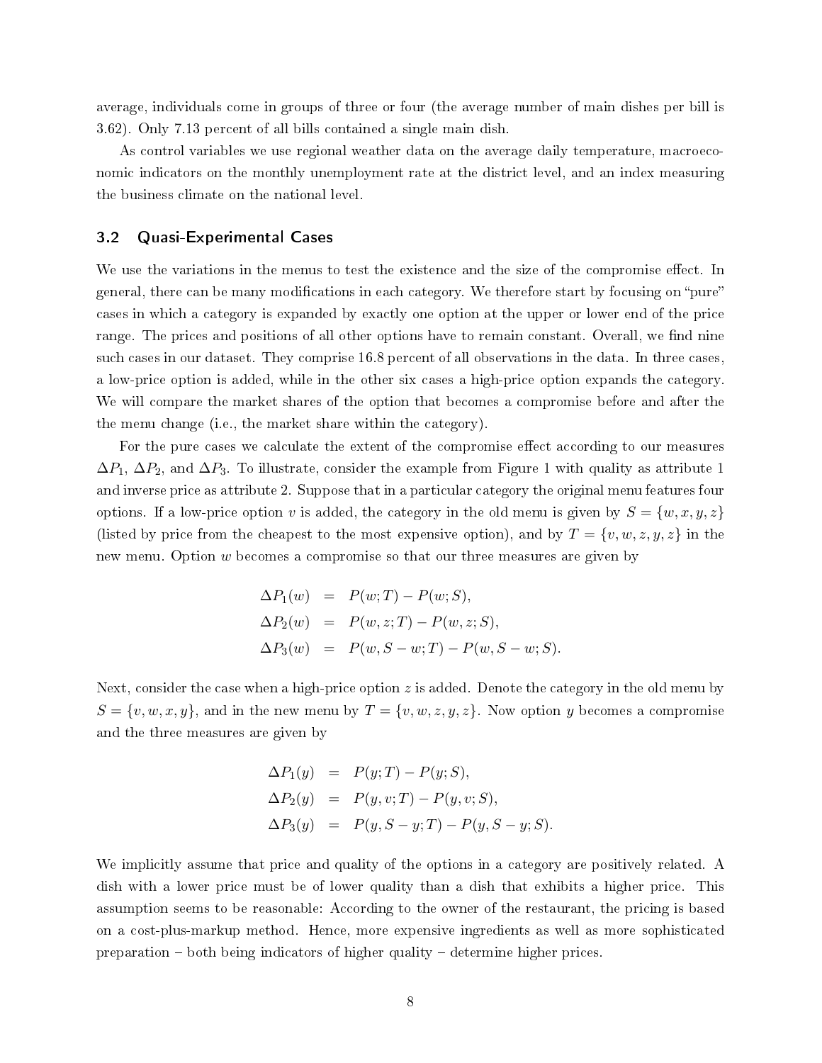average, individuals come in groups of three or four (the average number of main dishes per bill is 3.62). Only 7.13 percent of all bills contained a single main dish.

As control variables we use regional weather data on the average daily temperature, macroeconomic indicators on the monthly unemployment rate at the district level, and an index measuring the business climate on the national level.

## 3.2 Quasi-Experimental Cases

We use the variations in the menus to test the existence and the size of the compromise effect. In general, there can be many modifications in each category. We therefore start by focusing on "pure" cases in which a category is expanded by exactly one option at the upper or lower end of the price range. The prices and positions of all other options have to remain constant. Overall, we find nine such cases in our dataset. They comprise 16.8 percent of all observations in the data. In three cases, a low-price option is added, while in the other six cases a high-price option expands the category. We will compare the market shares of the option that becomes a compromise before and after the the menu change (i.e., the market share within the category).

For the pure cases we calculate the extent of the compromise effect according to our measures $\Delta P_1$, $\Delta P_2$, and $\Delta P_3$. To illustrate, consider the example from Figure 1 with quality as attribute 1 and inverse price as attribute 2. Suppose that in a particular category the original menu features four options. If a low-price option $v$ is added, the category in the old menu is given by $S = \{w, x, y, z\}$ (listed by price from the cheapest to the most expensive option), and by $T = \{v, w, z, y, z\}$ in the new menu. Option $w$ becomes a compromise so that our three measures are given by

$$
\begin{aligned}
\Delta P_1(w) &= P(w; T) - P(w; S), \\
\Delta P_2(w) &= P(w, z; T) - P(w, z; S), \\
\Delta P_3(w) &= P(w, S - w; T) - P(w, S - w; S).
\end{aligned}
$$

Next, consider the case when a high-price option $z$ is added. Denote the category in the old menu by $S = \{v, w, x, y\}$, and in the new menu by $T = \{v, w, z, y, z\}$. Now option $y$ becomes a compromise and the three measures are given by

$$
\begin{aligned}
\Delta P_1(y) &= P(y; T) - P(y; S), \\
\Delta P_2(y) &= P(y, v; T) - P(y, v; S), \\
\Delta P_3(y) &= P(y, S - y; T) - P(y, S - y; S).
\end{aligned}
$$

We implicitly assume that price and quality of the options in a category are positively related. A dish with a lower price must be of lower quality than a dish that exhibits a higher price. This assumption seems to be reasonable: According to the owner of the restaurant, the pricing is based on a cost-plus-markup method. Hence, more expensive ingredients as well as more sophisticated preparation – both being indicators of higher quality – determine higher prices.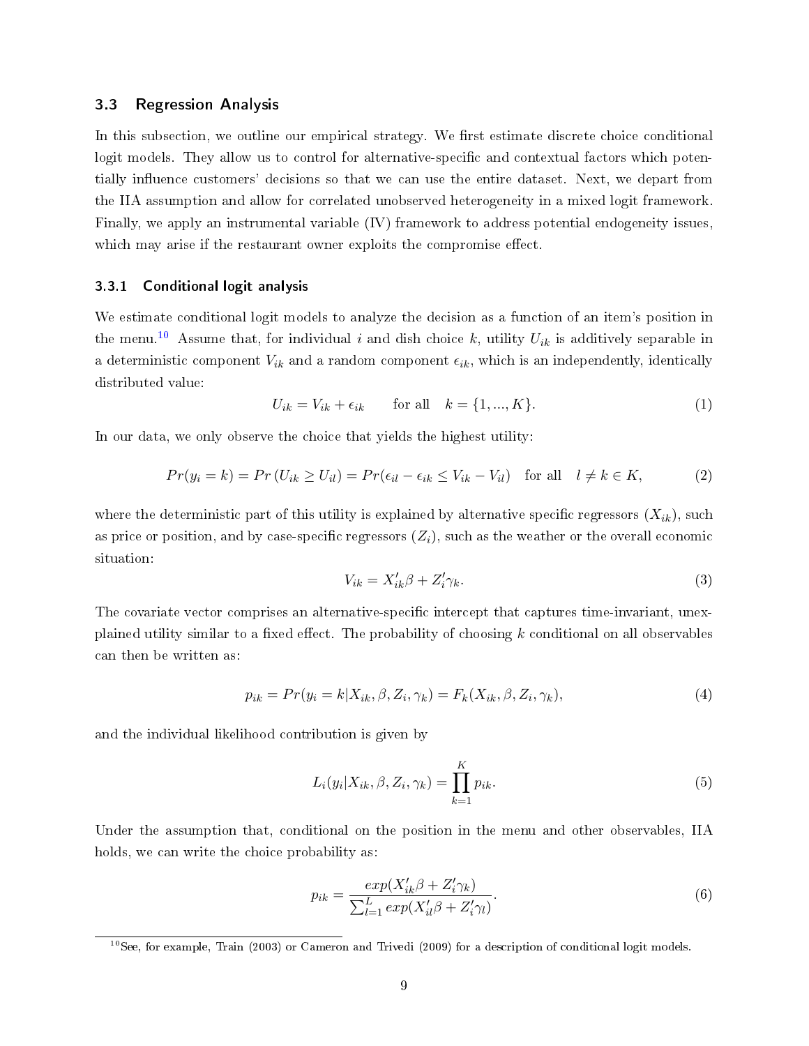### 3.3 Regression Analysis

In this subsection, we outline our empirical strategy. We first estimate discrete choice conditional logit models. They allow us to control for alternative-specific and contextual factors which potentially influence customers' decisions so that we can use the entire dataset. Next, we depart from the IIA assumption and allow for correlated unobserved heterogeneity in a mixed logit framework. Finally, we apply an instrumental variable (IV) framework to address potential endogeneity issues, which may arise if the restaurant owner exploits the compromise effect.

#### 3.3.1 Conditional logit analysis

We estimate conditional logit models to analyze the decision as a function of an item's position in the menu.[10] Assume that, for individual $i$ and dish choice $k$, utility $U_{ik}$ is additively separable in a deterministic component $V_{ik}$ and a random component $\epsilon_{ik}$, which is an independently, identically distributed value:

$$U_{ik} = V_{ik} + \epsilon_{ik} \qquad \text{for all} \quad k = \{1, ..., K\}. \tag{1}$$

In our data, we only observe the choice that yields the highest utility:

$$Pr(y_i = k) = Pr\left(U_{ik} \geq U_{il}\right) = Pr(\epsilon_{il} - \epsilon_{ik} \leq V_{ik} - V_{il}) \quad \text{for all} \quad l \neq k \in K, \tag{2}$$

where the deterministic part of this utility is explained by alternative specific regressors ($X_{ik}$), such as price or position, and by case-specific regressors ($Z_i$), such as the weather or the overall economic situation:

$$V_{ik} = X_{ik}'\beta + Z_i'\gamma_k. \tag{3}$$

The covariate vector comprises an alternative-specific intercept that captures time-invariant, unexplained utility similar to a fixed effect. The probability of choosing $k$ conditional on all observables can then be written as:

$$p_{ik} = Pr(y_i = k | X_{ik}, \beta, Z_i, \gamma_k) = F_k(X_{ik}, \beta, Z_i, \gamma_k), \tag{4}$$

and the individual likelihood contribution is given by

$$L_i(y_i | X_{ik}, \beta, Z_i, \gamma_k) = \prod_{k=1}^{K} p_{ik}. \tag{5}$$

Under the assumption that, conditional on the position in the menu and other observables, IIA holds, we can write the choice probability as:

$$p_{ik} = \frac{exp(X_{ik}'\beta + Z_i'\gamma_k)}{\sum_{l=1}^{L} exp(X_{il}'\beta + Z_i'\gamma_l)}. \tag{6}$$

[10] See, for example, Train (2003) or Cameron and Trivedi (2009) for a description of conditional logit models.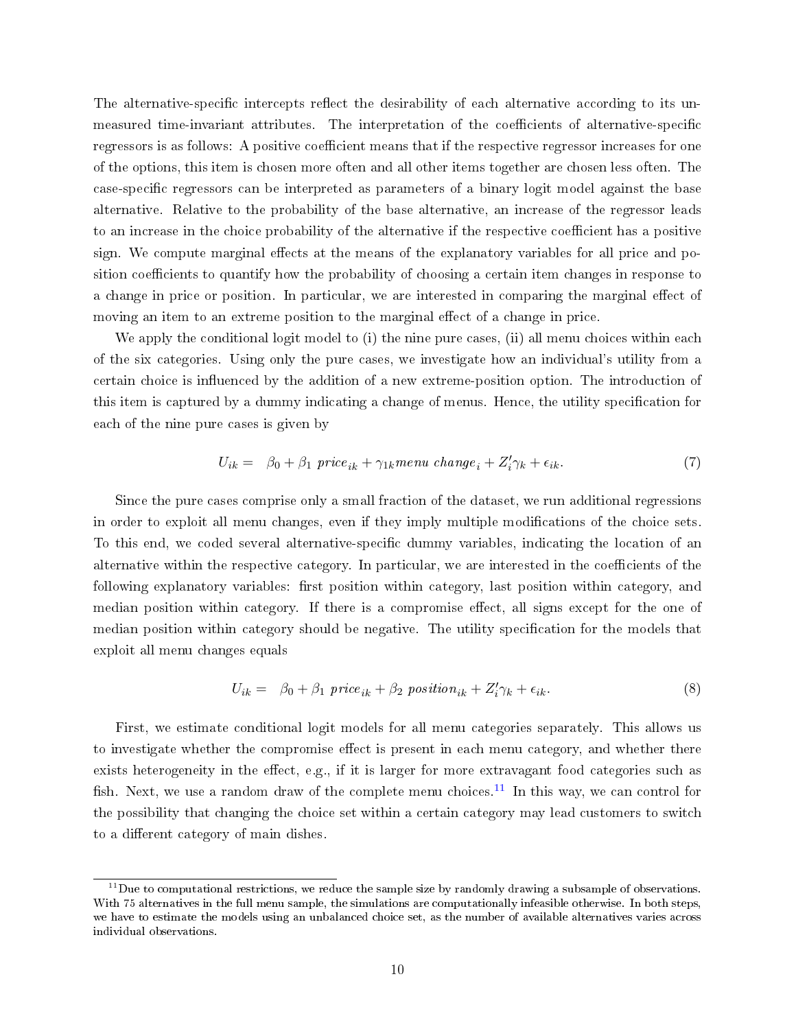The alternative-specific intercepts reflect the desirability of each alternative according to its unmeasured time-invariant attributes. The interpretation of the coefficients of alternative-specific regressors is as follows: A positive coefficient means that if the respective regressor increases for one of the options, this item is chosen more often and all other items together are chosen less often. The case-specific regressors can be interpreted as parameters of a binary logit model against the base alternative. Relative to the probability of the base alternative, an increase of the regressor leads to an increase in the choice probability of the alternative if the respective coefficient has a positive sign. We compute marginal effects at the means of the explanatory variables for all price and position coefficients to quantify how the probability of choosing a certain item changes in response to a change in price or position. In particular, we are interested in comparing the marginal effect of moving an item to an extreme position to the marginal effect of a change in price.

We apply the conditional logit model to (i) the nine pure cases, (ii) all menu choices within each of the six categories. Using only the pure cases, we investigate how an individual's utility from a certain choice is influenced by the addition of a new extreme-position option. The introduction of this item is captured by a dummy indicating a change of menus. Hence, the utility specification for each of the nine pure cases is given by

$$U_{ik} = \beta_0 + \beta_1 \; price_{ik} + \gamma_{1k} menu \; change_i + Z_i' \gamma_k + \epsilon_{ik}. \tag{7}$$

Since the pure cases comprise only a small fraction of the dataset, we run additional regressions in order to exploit all menu changes, even if they imply multiple modifications of the choice sets. To this end, we coded several alternative-specific dummy variables, indicating the location of an alternative within the respective category. In particular, we are interested in the coefficients of the following explanatory variables: first position within category, last position within category, and median position within category. If there is a compromise effect, all signs except for the one of median position within category should be negative. The utility specification for the models that exploit all menu changes equals

$$U_{ik} = \beta_0 + \beta_1 \; price_{ik} + \beta_2 \; position_{ik} + Z_i' \gamma_k + \epsilon_{ik}. \tag{8}$$

First, we estimate conditional logit models for all menu categories separately. This allows us to investigate whether the compromise effect is present in each menu category, and whether there exists heterogeneity in the effect, e.g., if it is larger for more extravagant food categories such as fish. Next, we use a random draw of the complete menu choices.[11] In this way, we can control for the possibility that changing the choice set within a certain category may lead customers to switch to a different category of main dishes.

[11] Due to computational restrictions, we reduce the sample size by randomly drawing a subsample of observations. With 75 alternatives in the full menu sample, the simulations are computationally infeasible otherwise. In both steps, we have to estimate the models using an unbalanced choice set, as the number of available alternatives varies across individual observations.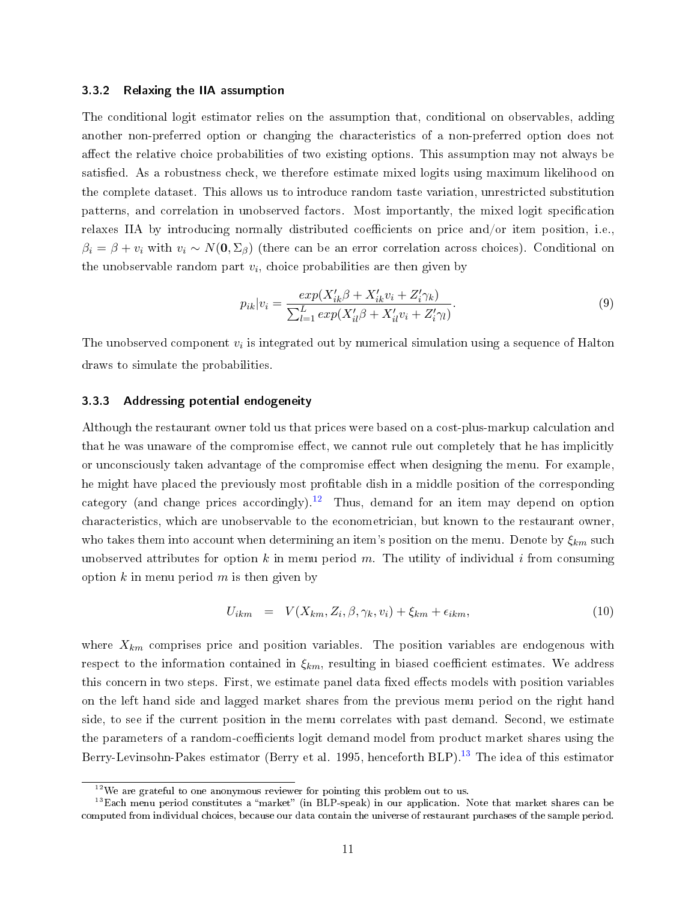### 3.3.2 Relaxing the IIA assumption

The conditional logit estimator relies on the assumption that, conditional on observables, adding another non-preferred option or changing the characteristics of a non-preferred option does not affect the relative choice probabilities of two existing options. This assumption may not always be satisfied. As a robustness check, we therefore estimate mixed logits using maximum likelihood on the complete dataset. This allows us to introduce random taste variation, unrestricted substitution patterns, and correlation in unobserved factors. Most importantly, the mixed logit specification relaxes IIA by introducing normally distributed coefficients on price and/or item position, i.e., $\beta_i = \beta + v_i$ with $v_i \sim N(\mathbf{0}, \Sigma_\beta)$ (there can be an error correlation across choices). Conditional on the unobservable random part $v_i$, choice probabilities are then given by

$$p_{ik}|v_i = \frac{exp(X_{ik}'\beta + X_{ik}'v_i + Z_i'\gamma_k)}{\sum_{l=1}^{L} exp(X_{il}'\beta + X_{il}'v_i + Z_i'\gamma_l)}. \tag{9}$$

The unobserved component $v_i$ is integrated out by numerical simulation using a sequence of Halton draws to simulate the probabilities.

### 3.3.3 Addressing potential endogeneity

Although the restaurant owner told us that prices were based on a cost-plus-markup calculation and that he was unaware of the compromise effect, we cannot rule out completely that he has implicitly or unconsciously taken advantage of the compromise effect when designing the menu. For example, he might have placed the previously most profitable dish in a middle position of the corresponding category (and change prices accordingly).[12] Thus, demand for an item may depend on option characteristics, which are unobservable to the econometrician, but known to the restaurant owner, who takes them into account when determining an item's position on the menu. Denote by $\xi_{km}$ such unobserved attributes for option $k$ in menu period $m$. The utility of individual $i$ from consuming option $k$ in menu period $m$ is then given by

$$U_{ikm} \quad = \quad V(X_{km}, Z_i, \beta, \gamma_k, v_i) + \xi_{km} + \epsilon_{ikm}, \tag{10}$$

where $X_{km}$ comprises price and position variables. The position variables are endogenous with respect to the information contained in $\xi_{km}$, resulting in biased coefficient estimates. We address this concern in two steps. First, we estimate panel data fixed effects models with position variables on the left hand side and lagged market shares from the previous menu period on the right hand side, to see if the current position in the menu correlates with past demand. Second, we estimate the parameters of a random-coefficients logit demand model from product market shares using the Berry-Levinsohn-Pakes estimator (Berry et al. 1995, henceforth BLP).[13] The idea of this estimator

[12] We are grateful to one anonymous reviewer for pointing this problem out to us.

[13] Each menu period constitutes a "market" (in BLP-speak) in our application. Note that market shares can be computed from individual choices, because our data contain the universe of restaurant purchases of the sample period.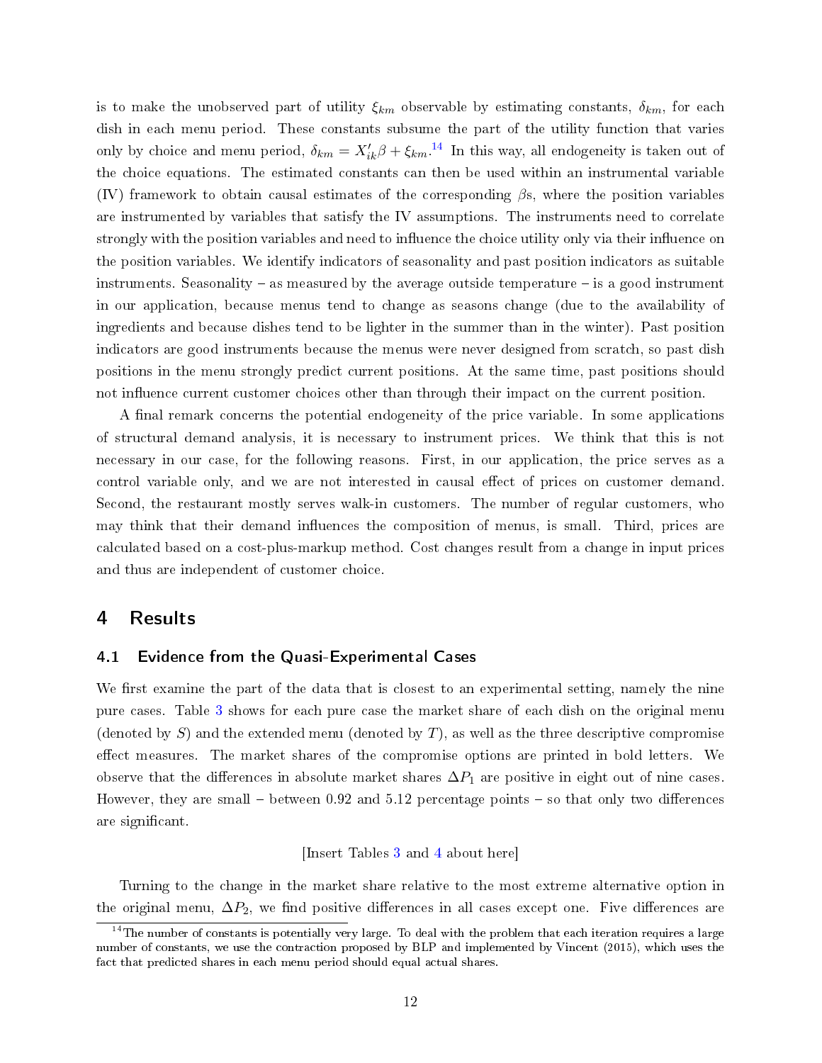is to make the unobserved part of utility $\xi_{km}$ observable by estimating constants, $\delta_{km}$, for each dish in each menu period. These constants subsume the part of the utility function that varies only by choice and menu period, $\delta_{km} = X'_{ik}\beta + \xi_{km}$.[14] In this way, all endogeneity is taken out of the choice equations. The estimated constants can then be used within an instrumental variable (IV) framework to obtain causal estimates of the corresponding $\beta$s, where the position variables are instrumented by variables that satisfy the IV assumptions. The instruments need to correlate strongly with the position variables and need to influence the choice utility only via their influence on the position variables. We identify indicators of seasonality and past position indicators as suitable instruments. Seasonality – as measured by the average outside temperature – is a good instrument in our application, because menus tend to change as seasons change (due to the availability of ingredients and because dishes tend to be lighter in the summer than in the winter). Past position indicators are good instruments because the menus were never designed from scratch, so past dish positions in the menu strongly predict current positions. At the same time, past positions should not influence current customer choices other than through their impact on the current position.

A final remark concerns the potential endogeneity of the price variable. In some applications of structural demand analysis, it is necessary to instrument prices. We think that this is not necessary in our case, for the following reasons. First, in our application, the price serves as a control variable only, and we are not interested in causal effect of prices on customer demand. Second, the restaurant mostly serves walk-in customers. The number of regular customers, who may think that their demand influences the composition of menus, is small. Third, prices are calculated based on a cost-plus-markup method. Cost changes result from a change in input prices and thus are independent of customer choice.

## 4 Results

### 4.1 Evidence from the Quasi-Experimental Cases

We first examine the part of the data that is closest to an experimental setting, namely the nine pure cases. Table 3 shows for each pure case the market share of each dish on the original menu (denoted by $S$) and the extended menu (denoted by $T$), as well as the three descriptive compromise effect measures. The market shares of the compromise options are printed in bold letters. We observe that the differences in absolute market shares $\Delta P_1$ are positive in eight out of nine cases. However, they are small – between 0.92 and 5.12 percentage points – so that only two differences are significant.

[Insert Tables 3 and 4 about here]

Turning to the change in the market share relative to the most extreme alternative option in the original menu, $\Delta P_2$, we find positive differences in all cases except one. Five differences are

[14] The number of constants is potentially very large. To deal with the problem that each iteration requires a large number of constants, we use the contraction proposed by BLP and implemented by Vincent (2015), which uses the fact that predicted shares in each menu period should equal actual shares.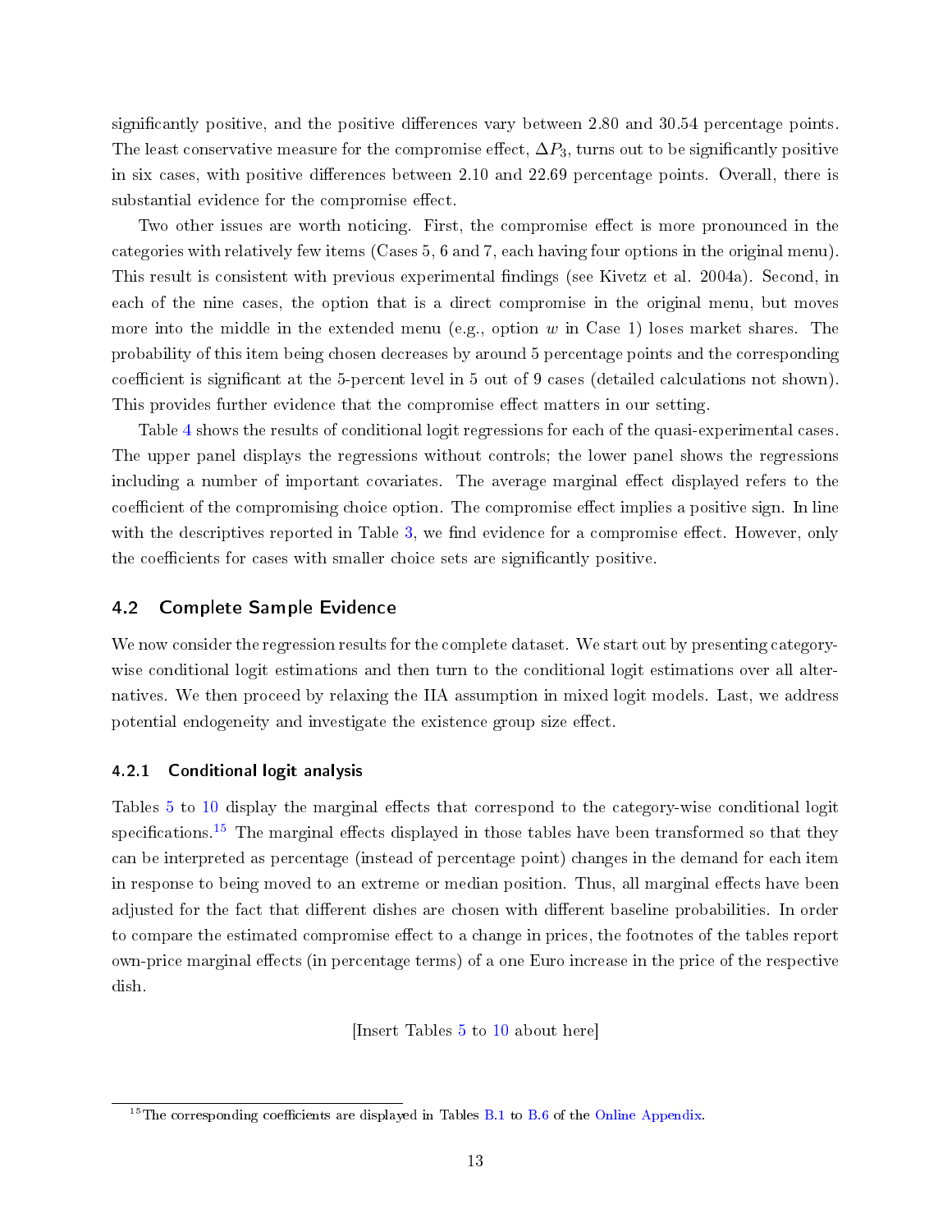significantly positive, and the positive differences vary between 2.80 and 30.54 percentage points. The least conservative measure for the compromise effect, $\Delta P_3$, turns out to be significantly positive in six cases, with positive differences between 2.10 and 22.69 percentage points. Overall, there is substantial evidence for the compromise effect.

Two other issues are worth noticing. First, the compromise effect is more pronounced in the categories with relatively few items (Cases 5, 6 and 7, each having four options in the original menu). This result is consistent with previous experimental findings (see Kivetz et al. 2004a). Second, in each of the nine cases, the option that is a direct compromise in the original menu, but moves more into the middle in the extended menu (e.g., option $w$ in Case 1) loses market shares. The probability of this item being chosen decreases by around 5 percentage points and the corresponding coefficient is significant at the 5-percent level in 5 out of 9 cases (detailed calculations not shown). This provides further evidence that the compromise effect matters in our setting.

Table 4 shows the results of conditional logit regressions for each of the quasi-experimental cases. The upper panel displays the regressions without controls; the lower panel shows the regressions including a number of important covariates. The average marginal effect displayed refers to the coefficient of the compromising choice option. The compromise effect implies a positive sign. In line with the descriptives reported in Table 3, we find evidence for a compromise effect. However, only the coefficients for cases with smaller choice sets are significantly positive.

## 4.2 Complete Sample Evidence

We now consider the regression results for the complete dataset. We start out by presenting category-wise conditional logit estimations and then turn to the conditional logit estimations over all alternatives. We then proceed by relaxing the IIA assumption in mixed logit models. Last, we address potential endogeneity and investigate the existence group size effect.

### 4.2.1 Conditional logit analysis

Tables 5 to 10 display the marginal effects that correspond to the category-wise conditional logit specifications.[15] The marginal effects displayed in those tables have been transformed so that they can be interpreted as percentage (instead of percentage point) changes in the demand for each item in response to being moved to an extreme or median position. Thus, all marginal effects have been adjusted for the fact that different dishes are chosen with different baseline probabilities. In order to compare the estimated compromise effect to a change in prices, the footnotes of the tables report own-price marginal effects (in percentage terms) of a one Euro increase in the price of the respective dish.

[Insert Tables 5 to 10 about here]

[15] The corresponding coefficients are displayed in Tables B.1 to B.6 of the Online Appendix.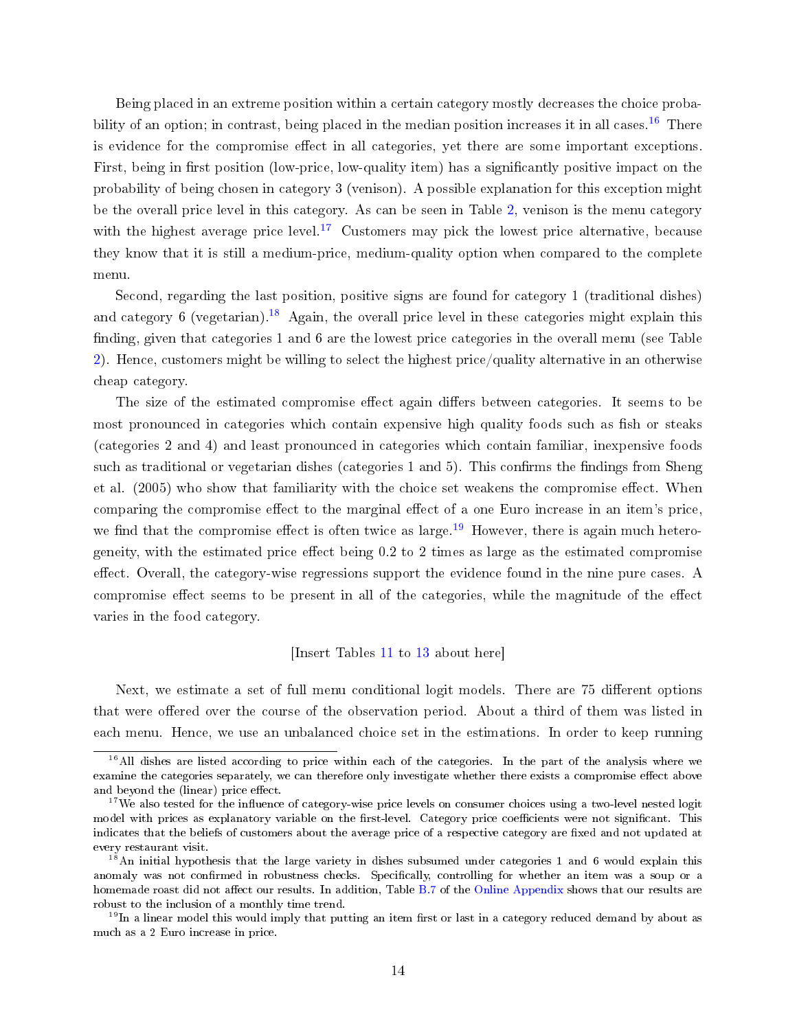Being placed in an extreme position within a certain category mostly decreases the choice probability of an option; in contrast, being placed in the median position increases it in all cases.[16] There is evidence for the compromise effect in all categories, yet there are some important exceptions. First, being in first position (low-price, low-quality item) has a significantly positive impact on the probability of being chosen in category 3 (venison). A possible explanation for this exception might be the overall price level in this category. As can be seen in Table 2, venison is the menu category with the highest average price level.[17] Customers may pick the lowest price alternative, because they know that it is still a medium-price, medium-quality option when compared to the complete menu.

Second, regarding the last position, positive signs are found for category 1 (traditional dishes) and category 6 (vegetarian).[18] Again, the overall price level in these categories might explain this finding, given that categories 1 and 6 are the lowest price categories in the overall menu (see Table 2). Hence, customers might be willing to select the highest price/quality alternative in an otherwise cheap category.

The size of the estimated compromise effect again differs between categories. It seems to be most pronounced in categories which contain expensive high quality foods such as fish or steaks (categories 2 and 4) and least pronounced in categories which contain familiar, inexpensive foods such as traditional or vegetarian dishes (categories 1 and 5). This confirms the findings from Sheng et al. (2005) who show that familiarity with the choice set weakens the compromise effect. When comparing the compromise effect to the marginal effect of a one Euro increase in an item's price, we find that the compromise effect is often twice as large.[19] However, there is again much heterogeneity, with the estimated price effect being 0.2 to 2 times as large as the estimated compromise effect. Overall, the category-wise regressions support the evidence found in the nine pure cases. A compromise effect seems to be present in all of the categories, while the magnitude of the effect varies in the food category.

[Insert Tables 11 to 13 about here]

Next, we estimate a set of full menu conditional logit models. There are 75 different options that were offered over the course of the observation period. About a third of them was listed in each menu. Hence, we use an unbalanced choice set in the estimations. In order to keep running

---

[16] All dishes are listed according to price within each of the categories. In the part of the analysis where we examine the categories separately, we can therefore only investigate whether there exists a compromise effect above and beyond the (linear) price effect.

[17] We also tested for the influence of category-wise price levels on consumer choices using a two-level nested logit model with prices as explanatory variable on the first-level. Category price coefficients were not significant. This indicates that the beliefs of customers about the average price of a respective category are fixed and not updated at every restaurant visit.

[18] An initial hypothesis that the large variety in dishes subsumed under categories 1 and 6 would explain this anomaly was not confirmed in robustness checks. Specifically, controlling for whether an item was a soup or a homemade roast did not affect our results. In addition, Table B.7 of the Online Appendix shows that our results are robust to the inclusion of a monthly time trend.

[19] In a linear model this would imply that putting an item first or last in a category reduced demand by about as much as a 2 Euro increase in price.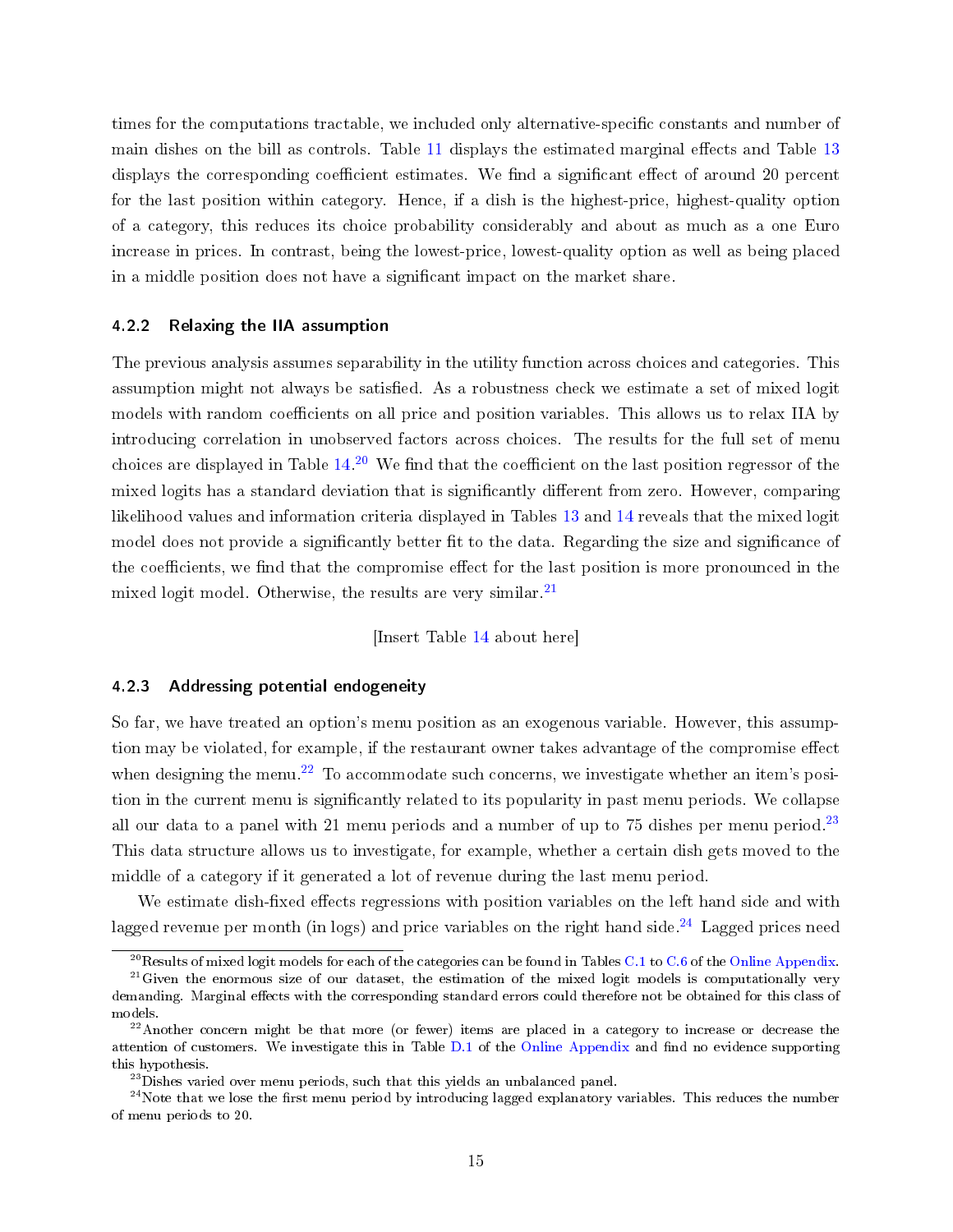times for the computations tractable, we included only alternative-specific constants and number of main dishes on the bill as controls. Table 11 displays the estimated marginal effects and Table 13 displays the corresponding coefficient estimates. We find a significant effect of around 20 percent for the last position within category. Hence, if a dish is the highest-price, highest-quality option of a category, this reduces its choice probability considerably and about as much as a one Euro increase in prices. In contrast, being the lowest-price, lowest-quality option as well as being placed in a middle position does not have a significant impact on the market share.

### 4.2.2 Relaxing the IIA assumption

The previous analysis assumes separability in the utility function across choices and categories. This assumption might not always be satisfied. As a robustness check we estimate a set of mixed logit models with random coefficients on all price and position variables. This allows us to relax IIA by introducing correlation in unobserved factors across choices. The results for the full set of menu choices are displayed in Table 14.[20] We find that the coefficient on the last position regressor of the mixed logits has a standard deviation that is significantly different from zero. However, comparing likelihood values and information criteria displayed in Tables 13 and 14 reveals that the mixed logit model does not provide a significantly better fit to the data. Regarding the size and significance of the coefficients, we find that the compromise effect for the last position is more pronounced in the mixed logit model. Otherwise, the results are very similar.[21]

[Insert Table 14 about here]

### 4.2.3 Addressing potential endogeneity

So far, we have treated an option's menu position as an exogenous variable. However, this assumption may be violated, for example, if the restaurant owner takes advantage of the compromise effect when designing the menu.[22] To accommodate such concerns, we investigate whether an item's position in the current menu is significantly related to its popularity in past menu periods. We collapse all our data to a panel with 21 menu periods and a number of up to 75 dishes per menu period.[23] This data structure allows us to investigate, for example, whether a certain dish gets moved to the middle of a category if it generated a lot of revenue during the last menu period.

We estimate dish-fixed effects regressions with position variables on the left hand side and with lagged revenue per month (in logs) and price variables on the right hand side.[24] Lagged prices need

[20] Results of mixed logit models for each of the categories can be found in Tables C.1 to C.6 of the Online Appendix.

[21] Given the enormous size of our dataset, the estimation of the mixed logit models is computationally very demanding. Marginal effects with the corresponding standard errors could therefore not be obtained for this class of models.

[22] Another concern might be that more (or fewer) items are placed in a category to increase or decrease the attention of customers. We investigate this in Table D.1 of the Online Appendix and find no evidence supporting this hypothesis.

[23] Dishes varied over menu periods, such that this yields an unbalanced panel.

[24] Note that we lose the first menu period by introducing lagged explanatory variables. This reduces the number of menu periods to 20.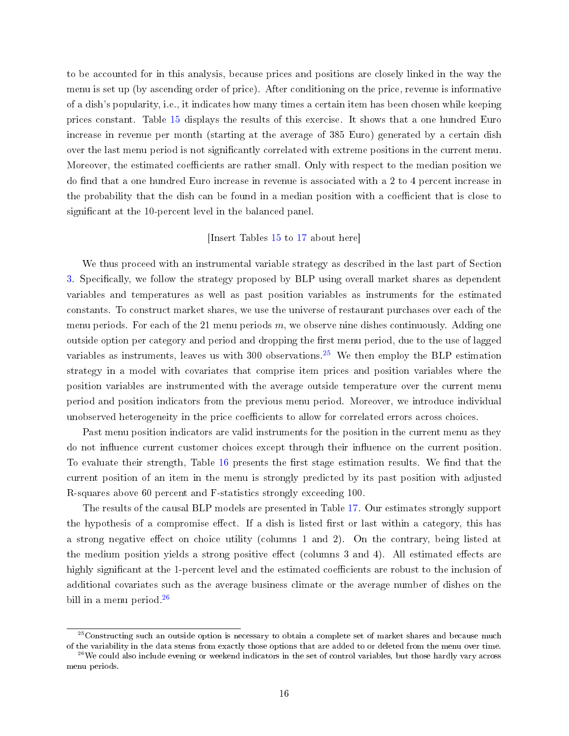to be accounted for in this analysis, because prices and positions are closely linked in the way the menu is set up (by ascending order of price). After conditioning on the price, revenue is informative of a dish's popularity, i.e., it indicates how many times a certain item has been chosen while keeping prices constant. Table 15 displays the results of this exercise. It shows that a one hundred Euro increase in revenue per month (starting at the average of 385 Euro) generated by a certain dish over the last menu period is not significantly correlated with extreme positions in the current menu. Moreover, the estimated coefficients are rather small. Only with respect to the median position we do find that a one hundred Euro increase in revenue is associated with a 2 to 4 percent increase in the probability that the dish can be found in a median position with a coefficient that is close to significant at the 10-percent level in the balanced panel.

[Insert Tables 15 to 17 about here]

We thus proceed with an instrumental variable strategy as described in the last part of Section 3. Specifically, we follow the strategy proposed by BLP using overall market shares as dependent variables and temperatures as well as past position variables as instruments for the estimated constants. To construct market shares, we use the universe of restaurant purchases over each of the menu periods. For each of the 21 menu periods $m$, we observe nine dishes continuously. Adding one outside option per category and period and dropping the first menu period, due to the use of lagged variables as instruments, leaves us with 300 observations.[25] We then employ the BLP estimation strategy in a model with covariates that comprise item prices and position variables where the position variables are instrumented with the average outside temperature over the current menu period and position indicators from the previous menu period. Moreover, we introduce individual unobserved heterogeneity in the price coefficients to allow for correlated errors across choices.

Past menu position indicators are valid instruments for the position in the current menu as they do not influence current customer choices except through their influence on the current position. To evaluate their strength, Table 16 presents the first stage estimation results. We find that the current position of an item in the menu is strongly predicted by its past position with adjusted R-squares above 60 percent and F-statistics strongly exceeding 100.

The results of the causal BLP models are presented in Table 17. Our estimates strongly support the hypothesis of a compromise effect. If a dish is listed first or last within a category, this has a strong negative effect on choice utility (columns 1 and 2). On the contrary, being listed at the medium position yields a strong positive effect (columns 3 and 4). All estimated effects are highly significant at the 1-percent level and the estimated coefficients are robust to the inclusion of additional covariates such as the average business climate or the average number of dishes on the bill in a menu period.[26]

[25] Constructing such an outside option is necessary to obtain a complete set of market shares and because much of the variability in the data stems from exactly those options that are added to or deleted from the menu over time.

[26] We could also include evening or weekend indicators in the set of control variables, but those hardly vary across menu periods.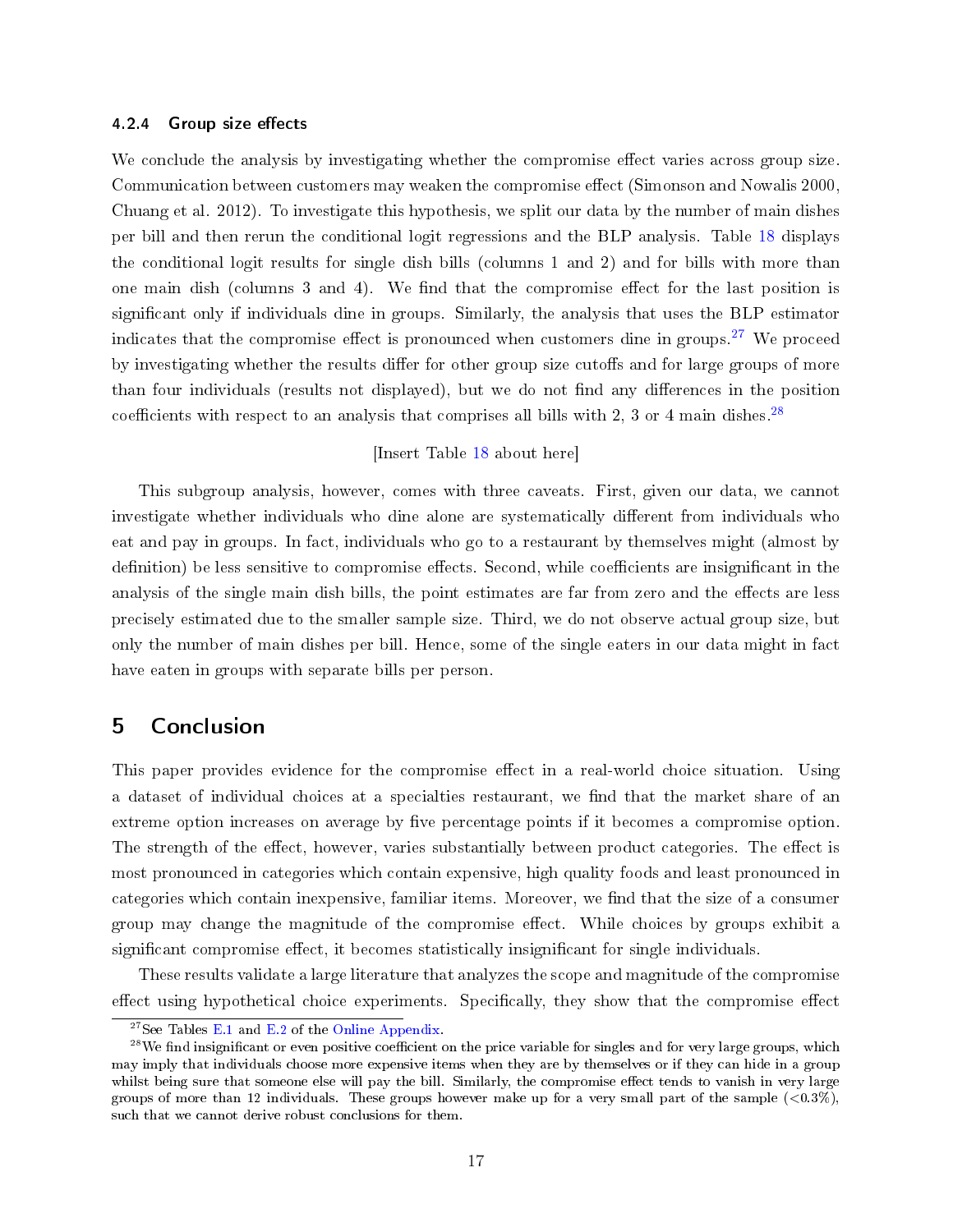#### 4.2.4 Group size effects

We conclude the analysis by investigating whether the compromise effect varies across group size. Communication between customers may weaken the compromise effect (Simonson and Nowalis 2000, Chuang et al. 2012). To investigate this hypothesis, we split our data by the number of main dishes per bill and then rerun the conditional logit regressions and the BLP analysis. Table 18 displays the conditional logit results for single dish bills (columns 1 and 2) and for bills with more than one main dish (columns 3 and 4). We find that the compromise effect for the last position is significant only if individuals dine in groups. Similarly, the analysis that uses the BLP estimator indicates that the compromise effect is pronounced when customers dine in groups.[27] We proceed by investigating whether the results differ for other group size cutoffs and for large groups of more than four individuals (results not displayed), but we do not find any differences in the position coefficients with respect to an analysis that comprises all bills with 2, 3 or 4 main dishes.[28]

[Insert Table 18 about here]

This subgroup analysis, however, comes with three caveats. First, given our data, we cannot investigate whether individuals who dine alone are systematically different from individuals who eat and pay in groups. In fact, individuals who go to a restaurant by themselves might (almost by definition) be less sensitive to compromise effects. Second, while coefficients are insignificant in the analysis of the single main dish bills, the point estimates are far from zero and the effects are less precisely estimated due to the smaller sample size. Third, we do not observe actual group size, but only the number of main dishes per bill. Hence, some of the single eaters in our data might in fact have eaten in groups with separate bills per person.

## 5 Conclusion

This paper provides evidence for the compromise effect in a real-world choice situation. Using a dataset of individual choices at a specialties restaurant, we find that the market share of an extreme option increases on average by five percentage points if it becomes a compromise option. The strength of the effect, however, varies substantially between product categories. The effect is most pronounced in categories which contain expensive, high quality foods and least pronounced in categories which contain inexpensive, familiar items. Moreover, we find that the size of a consumer group may change the magnitude of the compromise effect. While choices by groups exhibit a significant compromise effect, it becomes statistically insignificant for single individuals.

These results validate a large literature that analyzes the scope and magnitude of the compromise effect using hypothetical choice experiments. Specifically, they show that the compromise effect

[27] See Tables E.1 and E.2 of the Online Appendix.

[28] We find insignificant or even positive coefficient on the price variable for singles and for very large groups, which may imply that individuals choose more expensive items when they are by themselves or if they can hide in a group whilst being sure that someone else will pay the bill. Similarly, the compromise effect tends to vanish in very large groups of more than 12 individuals. These groups however make up for a very small part of the sample (<0.3%), such that we cannot derive robust conclusions for them.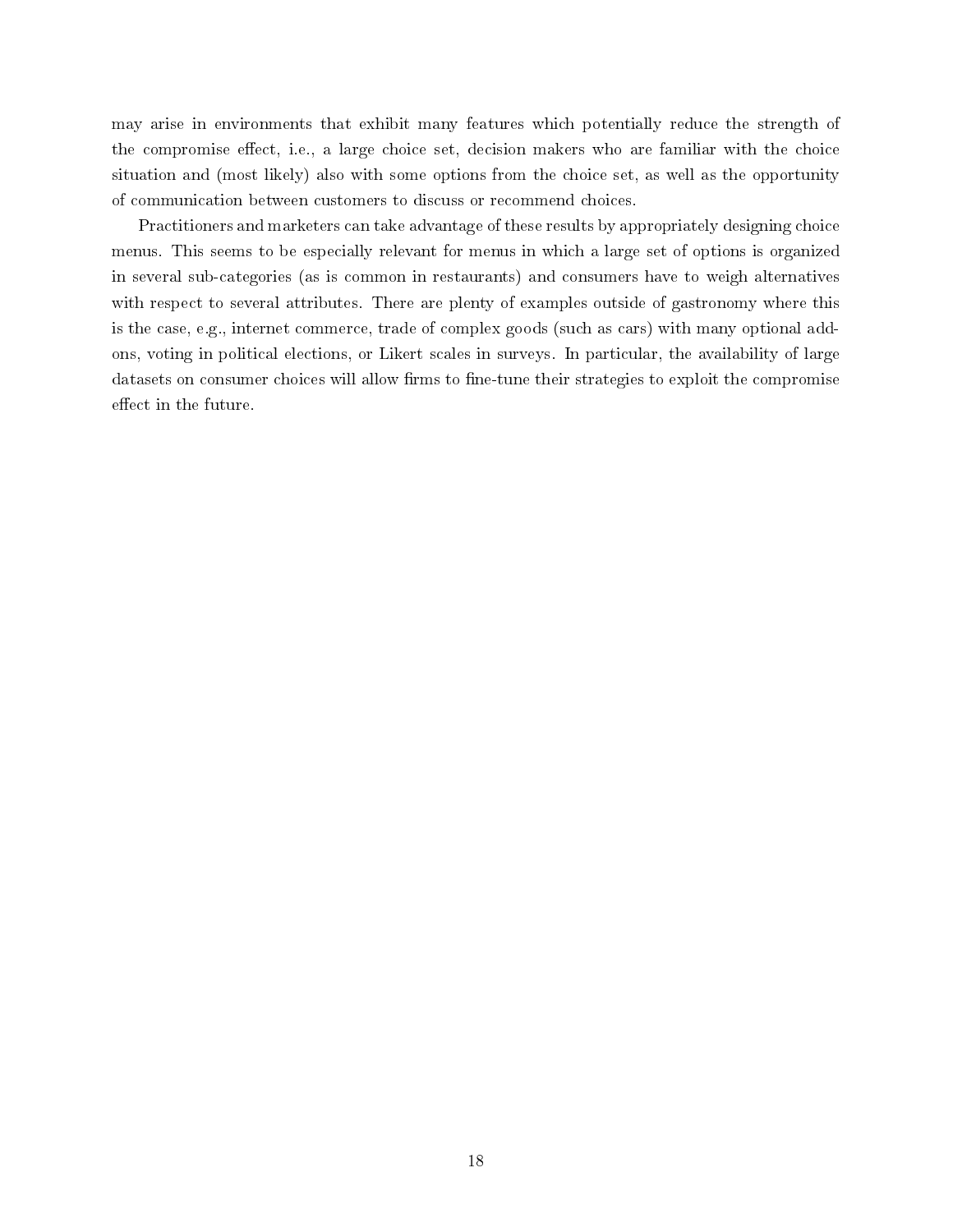may arise in environments that exhibit many features which potentially reduce the strength of the compromise effect, i.e., a large choice set, decision makers who are familiar with the choice situation and (most likely) also with some options from the choice set, as well as the opportunity of communication between customers to discuss or recommend choices.

Practitioners and marketers can take advantage of these results by appropriately designing choice menus. This seems to be especially relevant for menus in which a large set of options is organized in several sub-categories (as is common in restaurants) and consumers have to weigh alternatives with respect to several attributes. There are plenty of examples outside of gastronomy where this is the case, e.g., internet commerce, trade of complex goods (such as cars) with many optional add-ons, voting in political elections, or Likert scales in surveys. In particular, the availability of large datasets on consumer choices will allow firms to fine-tune their strategies to exploit the compromise effect in the future.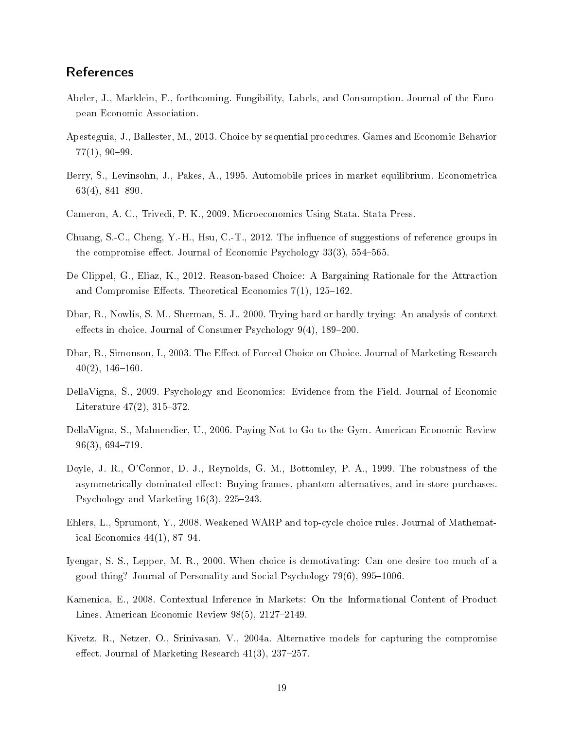## References

Abeler, J., Marklein, F., forthcoming. Fungibility, Labels, and Consumption. Journal of the European Economic Association.

Apesteguia, J., Ballester, M., 2013. Choice by sequential procedures. Games and Economic Behavior 77(1), 90–99.

Berry, S., Levinsohn, J., Pakes, A., 1995. Automobile prices in market equilibrium. Econometrica 63(4), 841–890.

Cameron, A. C., Trivedi, P. K., 2009. Microeconomics Using Stata. Stata Press.

Chuang, S.-C., Cheng, Y.-H., Hsu, C.-T., 2012. The influence of suggestions of reference groups in the compromise effect. Journal of Economic Psychology 33(3), 554–565.

De Clippel, G., Eliaz, K., 2012. Reason-based Choice: A Bargaining Rationale for the Attraction and Compromise Effects. Theoretical Economics 7(1), 125–162.

Dhar, R., Nowlis, S. M., Sherman, S. J., 2000. Trying hard or hardly trying: An analysis of context effects in choice. Journal of Consumer Psychology 9(4), 189–200.

Dhar, R., Simonson, I., 2003. The Effect of Forced Choice on Choice. Journal of Marketing Research 40(2), 146–160.

DellaVigna, S., 2009. Psychology and Economics: Evidence from the Field. Journal of Economic Literature 47(2), 315–372.

DellaVigna, S., Malmendier, U., 2006. Paying Not to Go to the Gym. American Economic Review 96(3), 694–719.

Doyle, J. R., O'Connor, D. J., Reynolds, G. M., Bottomley, P. A., 1999. The robustness of the asymmetrically dominated effect: Buying frames, phantom alternatives, and in-store purchases. Psychology and Marketing 16(3), 225–243.

Ehlers, L., Sprumont, Y., 2008. Weakened WARP and top-cycle choice rules. Journal of Mathematical Economics 44(1), 87–94.

Iyengar, S. S., Lepper, M. R., 2000. When choice is demotivating: Can one desire too much of a good thing? Journal of Personality and Social Psychology 79(6), 995–1006.

Kamenica, E., 2008. Contextual Inference in Markets: On the Informational Content of Product Lines. American Economic Review 98(5), 2127–2149.

Kivetz, R., Netzer, O., Srinivasan, V., 2004a. Alternative models for capturing the compromise effect. Journal of Marketing Research 41(3), 237–257.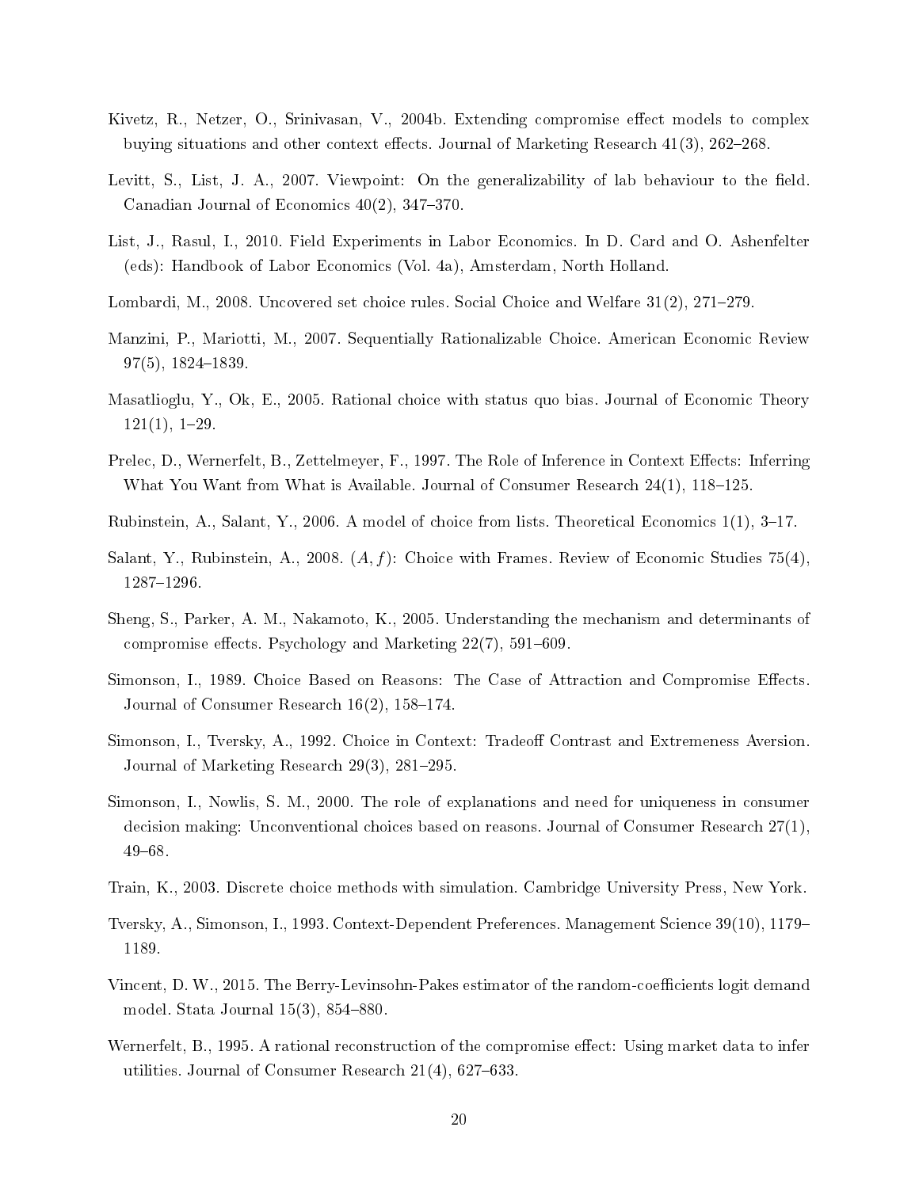Kivetz, R., Netzer, O., Srinivasan, V., 2004b. Extending compromise effect models to complex buying situations and other context effects. Journal of Marketing Research 41(3), 262–268.

Levitt, S., List, J. A., 2007. Viewpoint: On the generalizability of lab behaviour to the field. Canadian Journal of Economics 40(2), 347–370.

List, J., Rasul, I., 2010. Field Experiments in Labor Economics. In D. Card and O. Ashenfelter (eds): Handbook of Labor Economics (Vol. 4a), Amsterdam, North Holland.

Lombardi, M., 2008. Uncovered set choice rules. Social Choice and Welfare 31(2), 271–279.

Manzini, P., Mariotti, M., 2007. Sequentially Rationalizable Choice. American Economic Review 97(5), 1824–1839.

Masatlioglu, Y., Ok, E., 2005. Rational choice with status quo bias. Journal of Economic Theory 121(1), 1–29.

Prelec, D., Wernerfelt, B., Zettelmeyer, F., 1997. The Role of Inference in Context Effects: Inferring What You Want from What is Available. Journal of Consumer Research 24(1), 118–125.

Rubinstein, A., Salant, Y., 2006. A model of choice from lists. Theoretical Economics 1(1), 3–17.

Salant, Y., Rubinstein, A., 2008. $(A, f)$: Choice with Frames. Review of Economic Studies 75(4), 1287–1296.

Sheng, S., Parker, A. M., Nakamoto, K., 2005. Understanding the mechanism and determinants of compromise effects. Psychology and Marketing 22(7), 591–609.

Simonson, I., 1989. Choice Based on Reasons: The Case of Attraction and Compromise Effects. Journal of Consumer Research 16(2), 158–174.

Simonson, I., Tversky, A., 1992. Choice in Context: Tradeoff Contrast and Extremeness Aversion. Journal of Marketing Research 29(3), 281–295.

Simonson, I., Nowlis, S. M., 2000. The role of explanations and need for uniqueness in consumer decision making: Unconventional choices based on reasons. Journal of Consumer Research 27(1), 49–68.

Train, K., 2003. Discrete choice methods with simulation. Cambridge University Press, New York.

Tversky, A., Simonson, I., 1993. Context-Dependent Preferences. Management Science 39(10), 1179–1189.

Vincent, D. W., 2015. The Berry-Levinsohn-Pakes estimator of the random-coefficients logit demand model. Stata Journal 15(3), 854–880.

Wernerfelt, B., 1995. A rational reconstruction of the compromise effect: Using market data to infer utilities. Journal of Consumer Research 21(4), 627–633.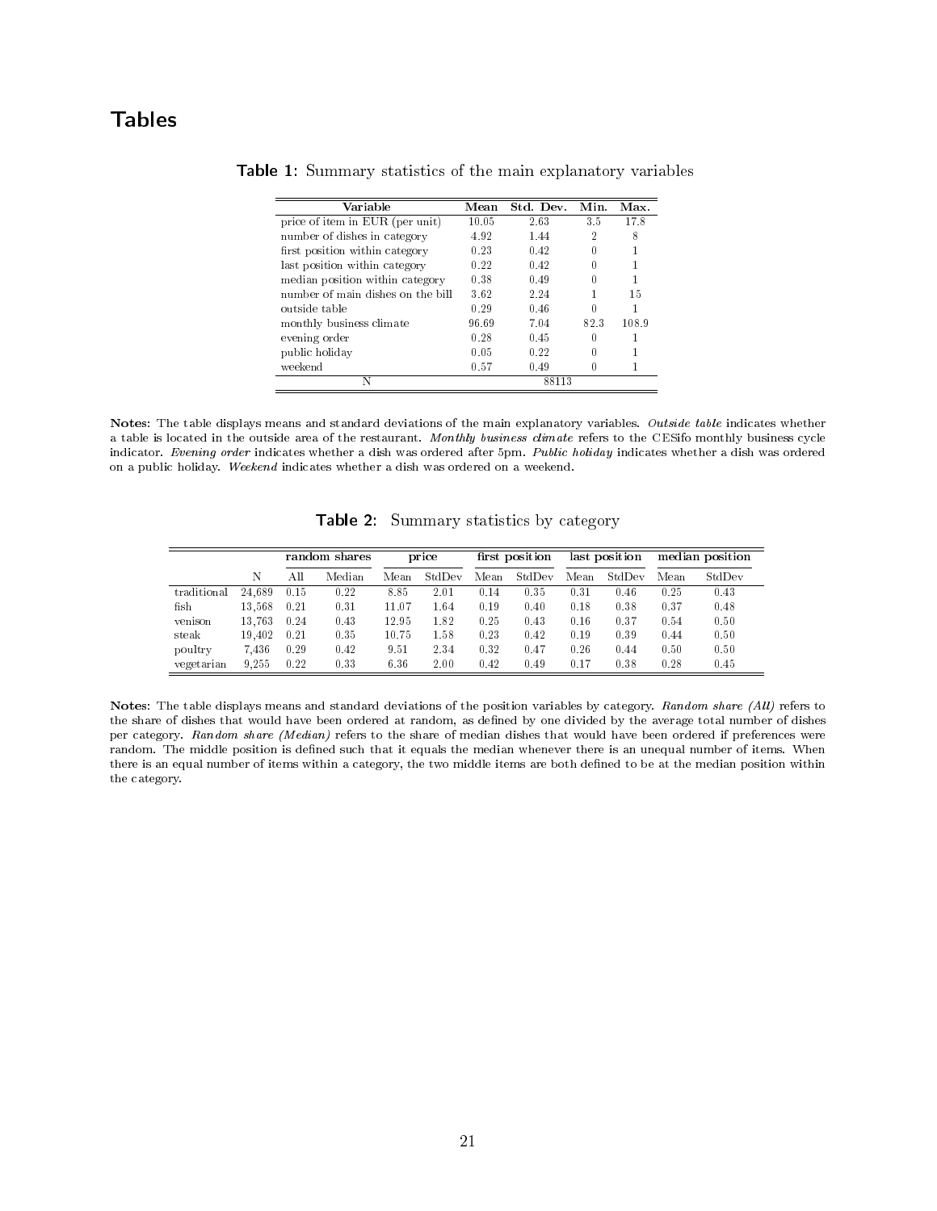# Tables

**Table 1**: Summary statistics of the main explanatory variables

| Variable | Mean | Std. Dev. | Min. | Max. |
|---|---|---|---|---|
| price of item in EUR (per unit) | 10.05 | 2.63 | 3.5 | 17.8 |
| number of dishes in category | 4.92 | 1.44 | 2 | 8 |
| first position within category | 0.23 | 0.42 | 0 | 1 |
| last position within category | 0.22 | 0.42 | 0 | 1 |
| median position within category | 0.38 | 0.49 | 0 | 1 |
| number of main dishes on the bill | 3.62 | 2.24 | 1 | 15 |
| outside table | 0.29 | 0.46 | 0 | 1 |
| monthly business climate | 96.69 | 7.04 | 82.3 | 108.9 |
| evening order | 0.28 | 0.45 | 0 | 1 |
| public holiday | 0.05 | 0.22 | 0 | 1 |
| weekend | 0.57 | 0.49 | 0 | 1 |
| N | | 88113 | | |

**Notes**: The table displays means and standard deviations of the main explanatory variables. *Outside table* indicates whether a table is located in the outside area of the restaurant. *Monthly business climate* refers to the CESifo monthly business cycle indicator. *Evening order* indicates whether a dish was ordered after 5pm. *Public holiday* indicates whether a dish was ordered on a public holiday. *Weekend* indicates whether a dish was ordered on a weekend.

**Table 2**: Summary statistics by category

| | | random shares | | price | | first position | | last position | | median position | |
|---|---|---|---|---|---|---|---|---|---|---|---|
| | N | All | Median | Mean | StdDev | Mean | StdDev | Mean | StdDev | Mean | StdDev |
| traditional | 24,689 | 0.15 | 0.22 | 8.85 | 2.01 | 0.14 | 0.35 | 0.31 | 0.46 | 0.25 | 0.43 |
| fish | 13,568 | 0.21 | 0.31 | 11.07 | 1.64 | 0.19 | 0.40 | 0.18 | 0.38 | 0.37 | 0.48 |
| venison | 13,763 | 0.24 | 0.43 | 12.95 | 1.82 | 0.25 | 0.43 | 0.16 | 0.37 | 0.54 | 0.50 |
| steak | 19,402 | 0.21 | 0.35 | 10.75 | 1.58 | 0.23 | 0.42 | 0.19 | 0.39 | 0.44 | 0.50 |
| poultry | 7,436 | 0.29 | 0.42 | 9.51 | 2.34 | 0.32 | 0.47 | 0.26 | 0.44 | 0.50 | 0.50 |
| vegetarian | 9,255 | 0.22 | 0.33 | 6.36 | 2.00 | 0.42 | 0.49 | 0.17 | 0.38 | 0.28 | 0.45 |

**Notes**: The table displays means and standard deviations of the position variables by category. *Random share (All)* refers to the share of dishes that would have been ordered at random, as defined by one divided by the average total number of dishes per category. *Random share (Median)* refers to the share of median dishes that would have been ordered if preferences were random. The middle position is defined such that it equals the median whenever there is an unequal number of items. When there is an equal number of items within a category, the two middle items are both defined to be at the median position within the category.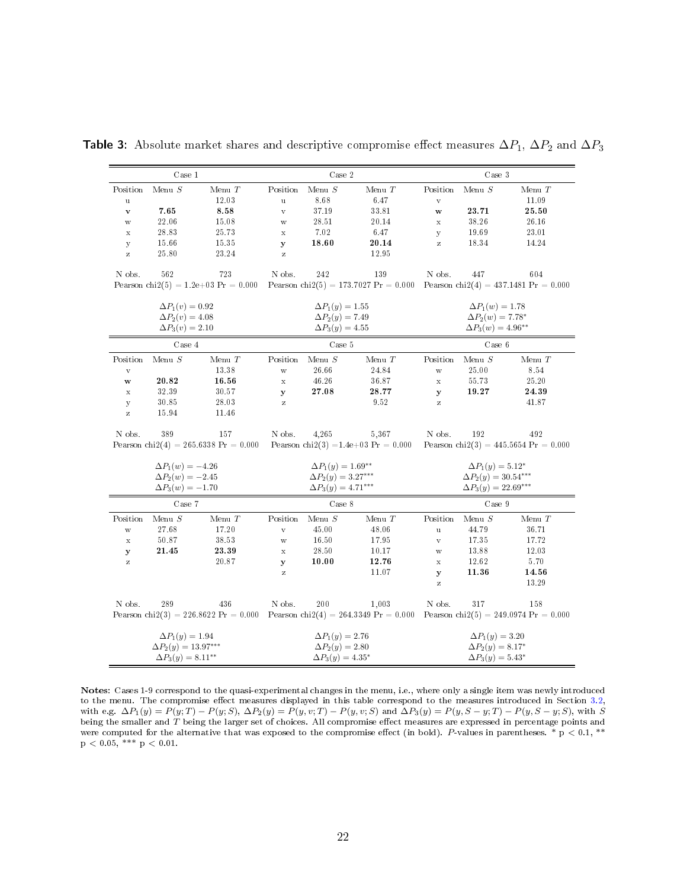**Table 3:** Absolute market shares and descriptive compromise effect measures $\Delta P_1$, $\Delta P_2$ and $\Delta P_3$

| Case 1 | | | Case 2 | | | Case 3 | | |
|---|---|---|---|---|---|---|---|---|
| Position | Menu $S$ | Menu $T$ | Position | Menu $S$ | Menu $T$ | Position | Menu $S$ | Menu $T$ |
| u | | 12.03 | u | 8.68 | 6.47 | v | | 11.09 |
| **v** | **7.65** | **8.58** | v | 37.19 | 33.81 | **w** | **23.71** | **25.50** |
| w | 22.06 | 15.08 | w | 28.51 | 20.14 | x | 38.26 | 26.16 |
| x | 28.83 | 25.73 | x | 7.02 | 6.47 | y | 19.69 | 23.01 |
| y | 15.66 | 15.35 | **y** | **18.60** | **20.14** | z | 18.34 | 14.24 |
| z | 25.80 | 23.24 | z | | 12.95 | | | |
| N obs. | 562 | 723 | N obs. | 242 | 139 | N obs. | 447 | 604 |
| Pearson chi2(5) = 1.2e+03 Pr = 0.000 | | | Pearson chi2(5) = 173.7027 Pr = 0.000 | | | Pearson chi2(4) = 437.1481 Pr = 0.000 | | |
| $\Delta P_1(v) = 0.92$ | | | $\Delta P_1(y) = 1.55$ | | | $\Delta P_1(w) = 1.78$ | | |
| $\Delta P_2(v) = 4.08$ | | | $\Delta P_2(y) = 7.49$ | | | $\Delta P_2(w) = 7.78^{*}$ | | |
| $\Delta P_3(v) = 2.10$ | | | $\Delta P_3(y) = 4.55$ | | | $\Delta P_3(w) = 4.96^{**}$ | | |

| Case 4 | | | Case 5 | | | Case 6 | | |
|---|---|---|---|---|---|---|---|---|
| Position | Menu $S$ | Menu $T$ | Position | Menu $S$ | Menu $T$ | Position | Menu $S$ | Menu $T$ |
| v | | 13.38 | w | 26.66 | 24.84 | w | 25.00 | 8.54 |
| **w** | **20.82** | **16.56** | x | 46.26 | 36.87 | x | 55.73 | 25.20 |
| x | 32.39 | 30.57 | **y** | **27.08** | **28.77** | **y** | **19.27** | **24.39** |
| y | 30.85 | 28.03 | z | | 9.52 | z | | 41.87 |
| z | 15.94 | 11.46 | | | | | | |
| N obs. | 389 | 157 | N obs. | 4,265 | 5,367 | N obs. | 192 | 492 |
| Pearson chi2(4) = 265.6338 Pr = 0.000 | | | Pearson chi2(3) =1.4e+03 Pr = 0.000 | | | Pearson chi2(3) = 445.5654 Pr = 0.000 | | |
| $\Delta P_1(w) = -4.26$ | | | $\Delta P_1(y) = 1.69^{**}$ | | | $\Delta P_1(y) = 5.12^{*}$ | | |
| $\Delta P_2(w) = -2.45$ | | | $\Delta P_2(y) = 3.27^{***}$ | | | $\Delta P_2(y) = 30.54^{***}$ | | |
| $\Delta P_3(w) = -1.70$ | | | $\Delta P_3(y) = 4.71^{***}$ | | | $\Delta P_3(y) = 22.69^{***}$ | | |

| Case 7 | | | Case 8 | | | Case 9 | | |
|---|---|---|---|---|---|---|---|---|
| Position | Menu $S$ | Menu $T$ | Position | Menu $S$ | Menu $T$ | Position | Menu $S$ | Menu $T$ |
| w | 27.68 | 17.20 | v | 45.00 | 48.06 | u | 44.79 | 36.71 |
| x | 50.87 | 38.53 | w | 16.50 | 17.95 | v | 17.35 | 17.72 |
| **y** | **21.45** | **23.39** | x | 28.50 | 10.17 | w | 13.88 | 12.03 |
| z | | 20.87 | **y** | **10.00** | **12.76** | x | 12.62 | 5.70 |
| | | | z | | 11.07 | **y** | **11.36** | **14.56** |
| | | | | | | z | | 13.29 |
| N obs. | 289 | 436 | N obs. | 200 | 1,003 | N obs. | 317 | 158 |
| Pearson chi2(3) = 226.8622 Pr = 0.000 | | | Pearson chi2(4) = 264.3349 Pr = 0.000 | | | Pearson chi2(5) = 249.0974 Pr = 0.000 | | |
| $\Delta P_1(y) = 1.94$ | | | $\Delta P_1(y) = 2.76$ | | | $\Delta P_1(y) = 3.20$ | | |
| $\Delta P_2(y) = 13.97^{***}$ | | | $\Delta P_2(y) = 2.80$ | | | $\Delta P_2(y) = 8.17^{*}$ | | |
| $\Delta P_3(y) = 8.11^{**}$ | | | $\Delta P_3(y) = 4.35^{*}$ | | | $\Delta P_3(y) = 5.43^{*}$ | | |

**Notes:** Cases 1-9 correspond to the quasi-experimental changes in the menu, i.e., where only a single item was newly introduced to the menu. The compromise effect measures displayed in this table correspond to the measures introduced in Section 3.2, with e.g. $\Delta P_1(y) = P(y;T) - P(y;S)$, $\Delta P_2(y) = P(y,v;T) - P(y,v;S)$ and $\Delta P_3(y) = P(y, S-y;T) - P(y, S-y;S)$, with $S$ being the smaller and $T$ being the larger set of choices. All compromise effect measures are expressed in percentage points and were computed for the alternative that was exposed to the compromise effect (in bold). $P$-values in parentheses. * $p < 0.1$, ** $p < 0.05$, *** $p < 0.01$.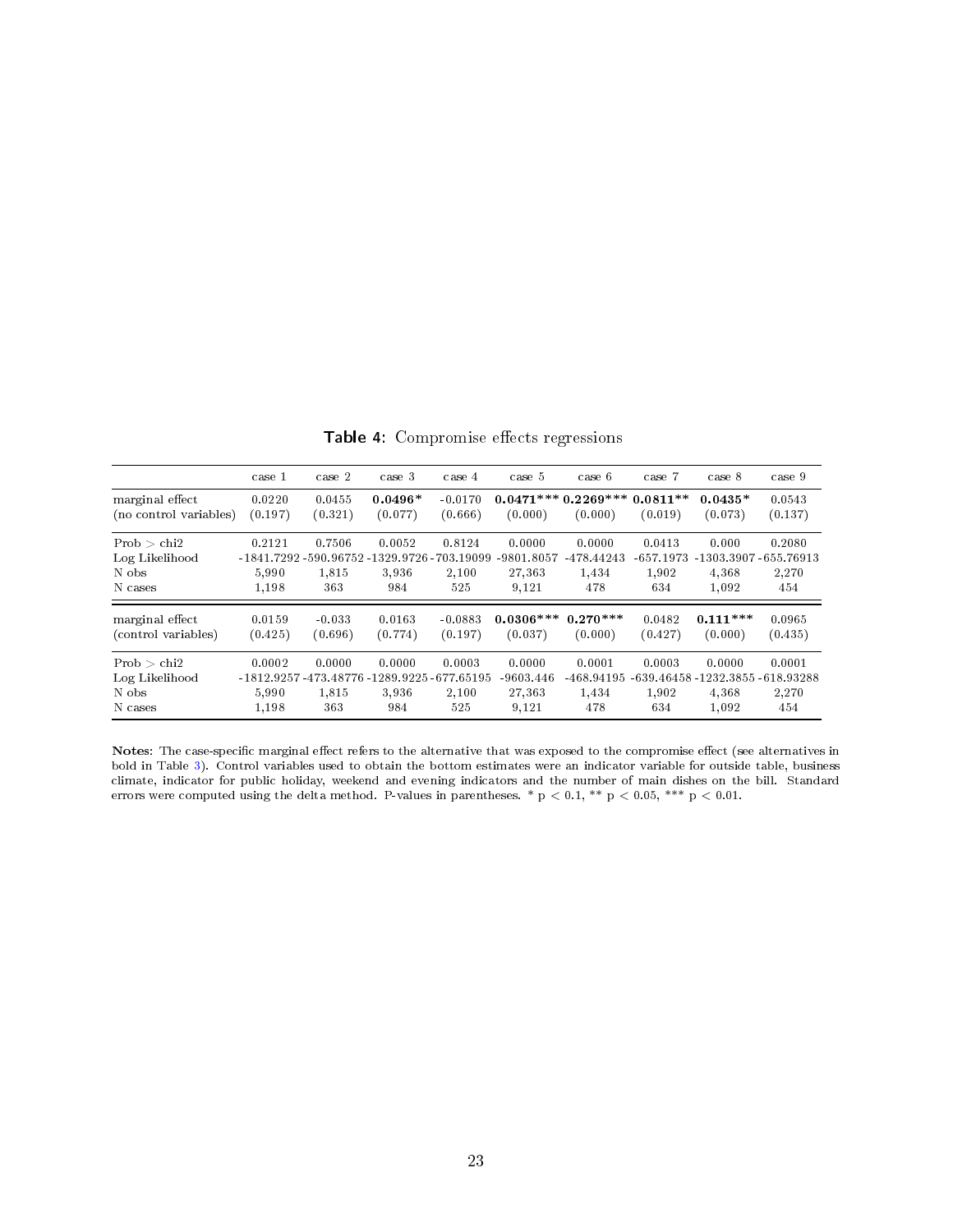**Table 4**: Compromise effects regressions

| | case 1 | case 2 | case 3 | case 4 | case 5 | case 6 | case 7 | case 8 | case 9 |
|---|---|---|---|---|---|---|---|---|---|
| marginal effect | 0.0220 | 0.0455 | **0.0496*** | -0.0170 | **0.0471***** | **0.2269***** | **0.0811**** | **0.0435*** | 0.0543 |
| (no control variables) | (0.197) | (0.321) | (0.077) | (0.666) | (0.000) | (0.000) | (0.019) | (0.073) | (0.137) |
| Prob > chi2 | 0.2121 | 0.7506 | 0.0052 | 0.8124 | 0.0000 | 0.0000 | 0.0413 | 0.000 | 0.2080 |
| Log Likelihood | -1841.7292 | -590.96752 | -1329.9726 | -703.19099 | -9801.8057 | -478.44243 | -657.1973 | -1303.3907 | -655.76913 |
| N obs | 5,990 | 1,815 | 3,936 | 2,100 | 27,363 | 1,434 | 1,902 | 4,368 | 2,270 |
| N cases | 1,198 | 363 | 984 | 525 | 9,121 | 478 | 634 | 1,092 | 454 |
| marginal effect | 0.0159 | -0.033 | 0.0163 | -0.0883 | **0.0306***** | **0.270***** | 0.0482 | **0.111***** | 0.0965 |
| (control variables) | (0.425) | (0.696) | (0.774) | (0.197) | (0.037) | (0.000) | (0.427) | (0.000) | (0.435) |
| Prob > chi2 | 0.0002 | 0.0000 | 0.0000 | 0.0003 | 0.0000 | 0.0001 | 0.0003 | 0.0000 | 0.0001 |
| Log Likelihood | -1812.9257 | -473.48776 | -1289.9225 | -677.65195 | -9603.446 | -468.94195 | -639.46458 | -1232.3855 | -618.93288 |
| N obs | 5,990 | 1,815 | 3,936 | 2,100 | 27,363 | 1,434 | 1,902 | 4,368 | 2,270 |
| N cases | 1,198 | 363 | 984 | 525 | 9,121 | 478 | 634 | 1,092 | 454 |

**Notes**: The case-specific marginal effect refers to the alternative that was exposed to the compromise effect (see alternatives in bold in Table 3). Control variables used to obtain the bottom estimates were an indicator variable for outside table, business climate, indicator for public holiday, weekend and evening indicators and the number of main dishes on the bill. Standard errors were computed using the delta method. P-values in parentheses. * $p < 0.1$, ** $p < 0.05$, *** $p < 0.01$.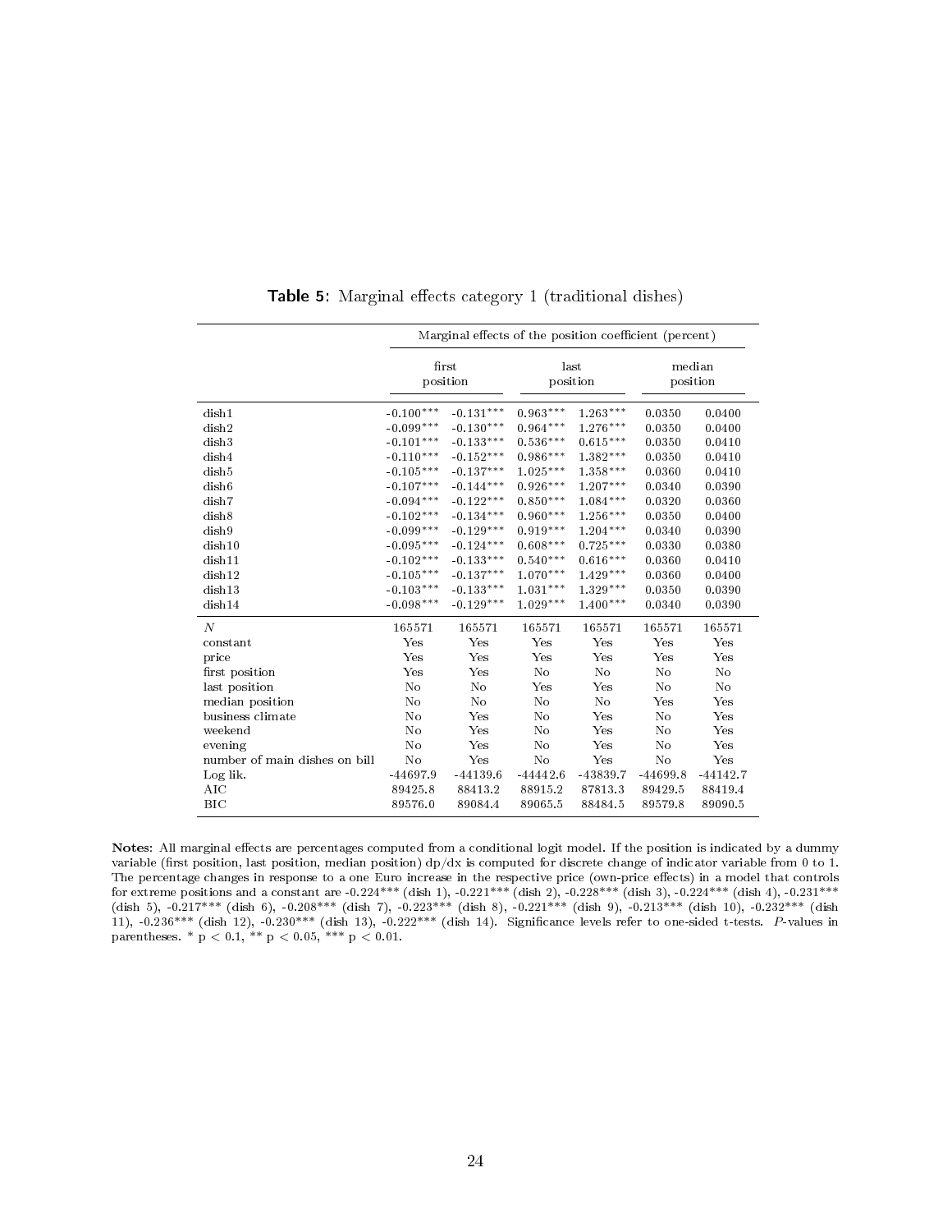**Table 5**: Marginal effects category 1 (traditional dishes)

| | Marginal effects of the position coefficient (percent) | | | | | |
|---|---|---|---|---|---|---|
| | first position | | last position | | median position | |
| dish1 | -0.100*** | -0.131*** | 0.963*** | 1.263*** | 0.0350 | 0.0400 |
| dish2 | -0.099*** | -0.130*** | 0.964*** | 1.276*** | 0.0350 | 0.0400 |
| dish3 | -0.101*** | -0.133*** | 0.536*** | 0.615*** | 0.0350 | 0.0410 |
| dish4 | -0.110*** | -0.152*** | 0.986*** | 1.382*** | 0.0350 | 0.0410 |
| dish5 | -0.105*** | -0.137*** | 1.025*** | 1.358*** | 0.0360 | 0.0410 |
| dish6 | -0.107*** | -0.144*** | 0.926*** | 1.207*** | 0.0340 | 0.0390 |
| dish7 | -0.094*** | -0.122*** | 0.850*** | 1.084*** | 0.0320 | 0.0360 |
| dish8 | -0.102*** | -0.134*** | 0.960*** | 1.256*** | 0.0350 | 0.0400 |
| dish9 | -0.099*** | -0.129*** | 0.919*** | 1.204*** | 0.0340 | 0.0390 |
| dish10 | -0.095*** | -0.124*** | 0.608*** | 0.725*** | 0.0330 | 0.0380 |
| dish11 | -0.102*** | -0.133*** | 0.540*** | 0.616*** | 0.0360 | 0.0410 |
| dish12 | -0.105*** | -0.137*** | 1.070*** | 1.429*** | 0.0360 | 0.0400 |
| dish13 | -0.103*** | -0.133*** | 1.031*** | 1.329*** | 0.0350 | 0.0390 |
| dish14 | -0.098*** | -0.129*** | 1.029*** | 1.400*** | 0.0340 | 0.0390 |
| $N$ | 165571 | 165571 | 165571 | 165571 | 165571 | 165571 |
| constant | Yes | Yes | Yes | Yes | Yes | Yes |
| price | Yes | Yes | Yes | Yes | Yes | Yes |
| first position | Yes | Yes | No | No | No | No |
| last position | No | No | Yes | Yes | No | No |
| median position | No | No | No | No | Yes | Yes |
| business climate | No | Yes | No | Yes | No | Yes |
| weekend | No | Yes | No | Yes | No | Yes |
| evening | No | Yes | No | Yes | No | Yes |
| number of main dishes on bill | No | Yes | No | Yes | No | Yes |
| Log lik. | -44697.9 | -44139.6 | -44442.6 | -43839.7 | -44699.8 | -44142.7 |
| AIC | 89425.8 | 88413.2 | 88915.2 | 87813.3 | 89429.5 | 88419.4 |
| BIC | 89576.0 | 89084.4 | 89065.5 | 88484.5 | 89579.8 | 89090.5 |

**Notes**: All marginal effects are percentages computed from a conditional logit model. If the position is indicated by a dummy variable (first position, last position, median position) dp/dx is computed for discrete change of indicator variable from 0 to 1. The percentage changes in response to a one Euro increase in the respective price (own-price effects) in a model that controls for extreme positions and a constant are -0.224*** (dish 1), -0.221*** (dish 2), -0.228*** (dish 3), -0.224*** (dish 4), -0.231*** (dish 5), -0.217*** (dish 6), -0.208*** (dish 7), -0.223*** (dish 8), -0.221*** (dish 9), -0.213*** (dish 10), -0.232*** (dish 11), -0.236*** (dish 12), -0.230*** (dish 13), -0.222*** (dish 14). Significance levels refer to one-sided t-tests. *P*-values in parentheses. * $p < 0.1$, ** $p < 0.05$, *** $p < 0.01$.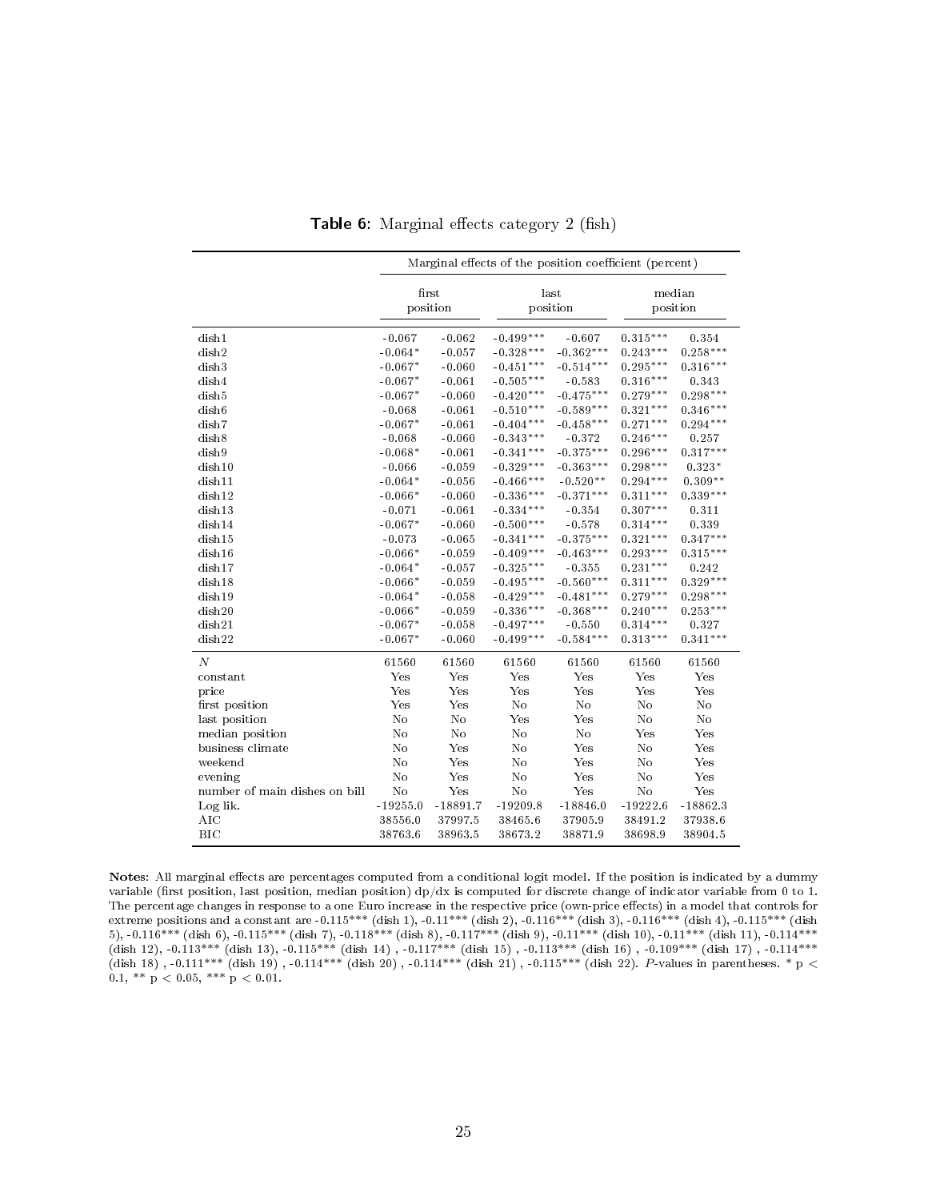**Table 6**: Marginal effects category 2 (fish)

| | Marginal effects of the position coefficient (percent) | | | | | |
|---|---|---|---|---|---|---|
| | first position | | last position | | median position | |
| dish1 | -0.067 | -0.062 | -0.499*** | -0.607 | 0.315*** | 0.354 |
| dish2 | -0.064* | -0.057 | -0.328*** | -0.362*** | 0.243*** | 0.258*** |
| dish3 | -0.067* | -0.060 | -0.451*** | -0.514*** | 0.295*** | 0.316*** |
| dish4 | -0.067* | -0.061 | -0.505*** | -0.583 | 0.316*** | 0.343 |
| dish5 | -0.067* | -0.060 | -0.420*** | -0.475*** | 0.279*** | 0.298*** |
| dish6 | -0.068 | -0.061 | -0.510*** | -0.589*** | 0.321*** | 0.346*** |
| dish7 | -0.067* | -0.061 | -0.404*** | -0.458*** | 0.271*** | 0.294*** |
| dish8 | -0.068 | -0.060 | -0.343*** | -0.372 | 0.246*** | 0.257 |
| dish9 | -0.068* | -0.061 | -0.341*** | -0.375*** | 0.296*** | 0.317*** |
| dish10 | -0.066 | -0.059 | -0.329*** | -0.363*** | 0.298*** | 0.323* |
| dish11 | -0.064* | -0.056 | -0.466*** | -0.520** | 0.294*** | 0.309** |
| dish12 | -0.066* | -0.060 | -0.336*** | -0.371*** | 0.311*** | 0.339*** |
| dish13 | -0.071 | -0.061 | -0.334*** | -0.354 | 0.307*** | 0.311 |
| dish14 | -0.067* | -0.060 | -0.500*** | -0.578 | 0.314*** | 0.339 |
| dish15 | -0.073 | -0.065 | -0.341*** | -0.375*** | 0.321*** | 0.347*** |
| dish16 | -0.066* | -0.059 | -0.409*** | -0.463*** | 0.293*** | 0.315*** |
| dish17 | -0.064* | -0.057 | -0.325*** | -0.355 | 0.231*** | 0.242 |
| dish18 | -0.066* | -0.059 | -0.495*** | -0.560*** | 0.311*** | 0.329*** |
| dish19 | -0.064* | -0.058 | -0.429*** | -0.481*** | 0.279*** | 0.298*** |
| dish20 | -0.066* | -0.059 | -0.336*** | -0.368*** | 0.240*** | 0.253*** |
| dish21 | -0.067* | -0.058 | -0.497*** | -0.550 | 0.314*** | 0.327 |
| dish22 | -0.067* | -0.060 | -0.499*** | -0.584*** | 0.313*** | 0.341*** |
| $N$ | 61560 | 61560 | 61560 | 61560 | 61560 | 61560 |
| constant | Yes | Yes | Yes | Yes | Yes | Yes |
| price | Yes | Yes | Yes | Yes | Yes | Yes |
| first position | Yes | Yes | No | No | No | No |
| last position | No | No | Yes | Yes | No | No |
| median position | No | No | No | No | Yes | Yes |
| business climate | No | Yes | No | Yes | No | Yes |
| weekend | No | Yes | No | Yes | No | Yes |
| evening | No | Yes | No | Yes | No | Yes |
| number of main dishes on bill | No | Yes | No | Yes | No | Yes |
| Log lik. | -19255.0 | -18891.7 | -19209.8 | -18846.0 | -19222.6 | -18862.3 |
| AIC | 38556.0 | 37997.5 | 38465.6 | 37905.9 | 38491.2 | 37938.6 |
| BIC | 38763.6 | 38963.5 | 38673.2 | 38871.9 | 38698.9 | 38904.5 |

**Notes**: All marginal effects are percentages computed from a conditional logit model. If the position is indicated by a dummy variable (first position, last position, median position) dp/dx is computed for discrete change of indicator variable from 0 to 1. The percentage changes in response to a one Euro increase in the respective price (own-price effects) in a model that controls for extreme positions and a constant are -0.115*** (dish 1), -0.11*** (dish 2), -0.116*** (dish 3), -0.116*** (dish 4), -0.115*** (dish 5), -0.116*** (dish 6), -0.115*** (dish 7), -0.118*** (dish 8), -0.117*** (dish 9), -0.11*** (dish 10), -0.11*** (dish 11), -0.114*** (dish 12), -0.113*** (dish 13), -0.115*** (dish 14) , -0.117*** (dish 15) , -0.113*** (dish 16) , -0.109*** (dish 17) , -0.114*** (dish 18) , -0.111*** (dish 19) , -0.114*** (dish 20) , -0.114*** (dish 21) , -0.115*** (dish 22). $P$-values in parentheses. * $p < 0.1$, ** $p < 0.05$, *** $p < 0.01$.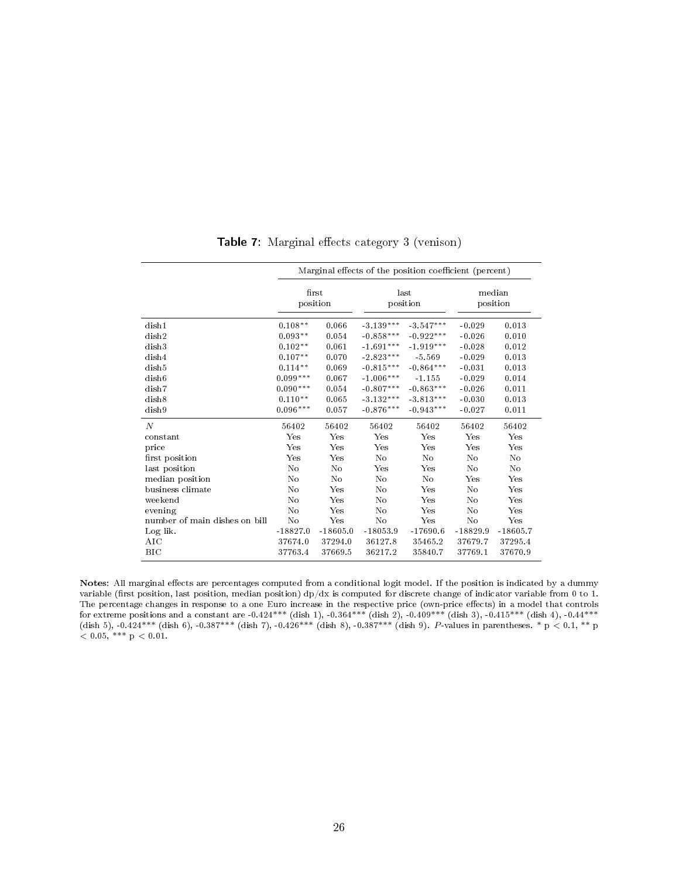**Table 7**: Marginal effects category 3 (venison)

| | Marginal effects of the position coefficient (percent) | | | | | |
|---|---|---|---|---|---|---|
| | first position | | last position | | median position | |
| dish1 | 0.108** | 0.066 | -3.139*** | -3.547*** | -0.029 | 0.013 |
| dish2 | 0.093** | 0.054 | -0.858*** | -0.922*** | -0.026 | 0.010 |
| dish3 | 0.102** | 0.061 | -1.691*** | -1.919*** | -0.028 | 0.012 |
| dish4 | 0.107** | 0.070 | -2.823*** | -5.569 | -0.029 | 0.013 |
| dish5 | 0.114** | 0.069 | -0.815*** | -0.864*** | -0.031 | 0.013 |
| dish6 | 0.099*** | 0.067 | -1.006*** | -1.155 | -0.029 | 0.014 |
| dish7 | 0.090*** | 0.054 | -0.807*** | -0.863*** | -0.026 | 0.011 |
| dish8 | 0.110** | 0.065 | -3.132*** | -3.813*** | -0.030 | 0.013 |
| dish9 | 0.096*** | 0.057 | -0.876*** | -0.943*** | -0.027 | 0.011 |
| $N$ | 56402 | 56402 | 56402 | 56402 | 56402 | 56402 |
| constant | Yes | Yes | Yes | Yes | Yes | Yes |
| price | Yes | Yes | Yes | Yes | Yes | Yes |
| first position | Yes | Yes | No | No | No | No |
| last position | No | No | Yes | Yes | No | No |
| median position | No | No | No | No | Yes | Yes |
| business climate | No | Yes | No | Yes | No | Yes |
| weekend | No | Yes | No | Yes | No | Yes |
| evening | No | Yes | No | Yes | No | Yes |
| number of main dishes on bill | No | Yes | No | Yes | No | Yes |
| Log lik. | -18827.0 | -18605.0 | -18053.9 | -17690.6 | -18829.9 | -18605.7 |
| AIC | 37674.0 | 37294.0 | 36127.8 | 35465.2 | 37679.7 | 37295.4 |
| BIC | 37763.4 | 37669.5 | 36217.2 | 35840.7 | 37769.1 | 37670.9 |

**Notes**: All marginal effects are percentages computed from a conditional logit model. If the position is indicated by a dummy variable (first position, last position, median position) dp/dx is computed for discrete change of indicator variable from 0 to 1. The percentage changes in response to a one Euro increase in the respective price (own-price effects) in a model that controls for extreme positions and a constant are -0.424*** (dish 1), -0.364*** (dish 2), -0.409*** (dish 3), -0.415*** (dish 4), -0.44*** (dish 5), -0.424*** (dish 6), -0.387*** (dish 7), -0.426*** (dish 8), -0.387*** (dish 9). $P$-values in parentheses. * $p < 0.1$, ** $p < 0.05$, *** $p < 0.01$.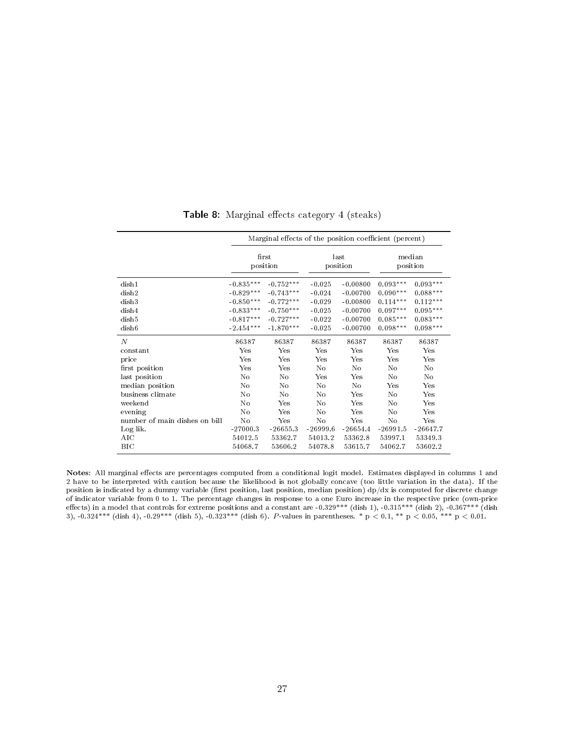**Table 8:** Marginal effects category 4 (steaks)

| | Marginal effects of the position coefficient (percent) | | | | | |
|---|---|---|---|---|---|---|
| | first position | | last position | | median position | |
| dish1 | -0.835*** | -0.752*** | -0.025 | -0.00800 | 0.093*** | 0.093*** |
| dish2 | -0.829*** | -0.743*** | -0.024 | -0.00700 | 0.090*** | 0.088*** |
| dish3 | -0.850*** | -0.772*** | -0.029 | -0.00800 | 0.114*** | 0.112*** |
| dish4 | -0.833*** | -0.750*** | -0.025 | -0.00700 | 0.097*** | 0.095*** |
| dish5 | -0.817*** | -0.727*** | -0.022 | -0.00700 | 0.085*** | 0.083*** |
| dish6 | -2.454*** | -1.870*** | -0.025 | -0.00700 | 0.098*** | 0.098*** |
| *N* | 86387 | 86387 | 86387 | 86387 | 86387 | 86387 |
| constant | Yes | Yes | Yes | Yes | Yes | Yes |
| price | Yes | Yes | Yes | Yes | Yes | Yes |
| first position | Yes | Yes | No | No | No | No |
| last position | No | No | Yes | Yes | No | No |
| median position | No | No | No | No | Yes | Yes |
| business climate | No | No | No | Yes | No | Yes |
| weekend | No | Yes | No | Yes | No | Yes |
| evening | No | Yes | No | Yes | No | Yes |
| number of main dishes on bill | No | Yes | No | Yes | No | Yes |
| Log lik. | -27000.3 | -26655.3 | -26999.6 | -26654.4 | -26991.5 | -26647.7 |
| AIC | 54012.5 | 53362.7 | 54013.2 | 53362.8 | 53997.1 | 53349.3 |
| BIC | 54068.7 | 53606.2 | 54078.8 | 53615.7 | 54062.7 | 53602.2 |

**Notes**: All marginal effects are percentages computed from a conditional logit model. Estimates displayed in columns 1 and 2 have to be interpreted with caution because the likelihood is not globally concave (too little variation in the data). If the position is indicated by a dummy variable (first position, last position, median position) dp/dx is computed for discrete change of indicator variable from 0 to 1. The percentage changes in response to a one Euro increase in the respective price (own-price effects) in a model that controls for extreme positions and a constant are -0.329*** (dish 1), -0.315*** (dish 2), -0.367*** (dish 3), -0.324*** (dish 4), -0.29*** (dish 5), -0.323*** (dish 6). *P*-values in parentheses. * $p < 0.1$, ** $p < 0.05$, *** $p < 0.01$.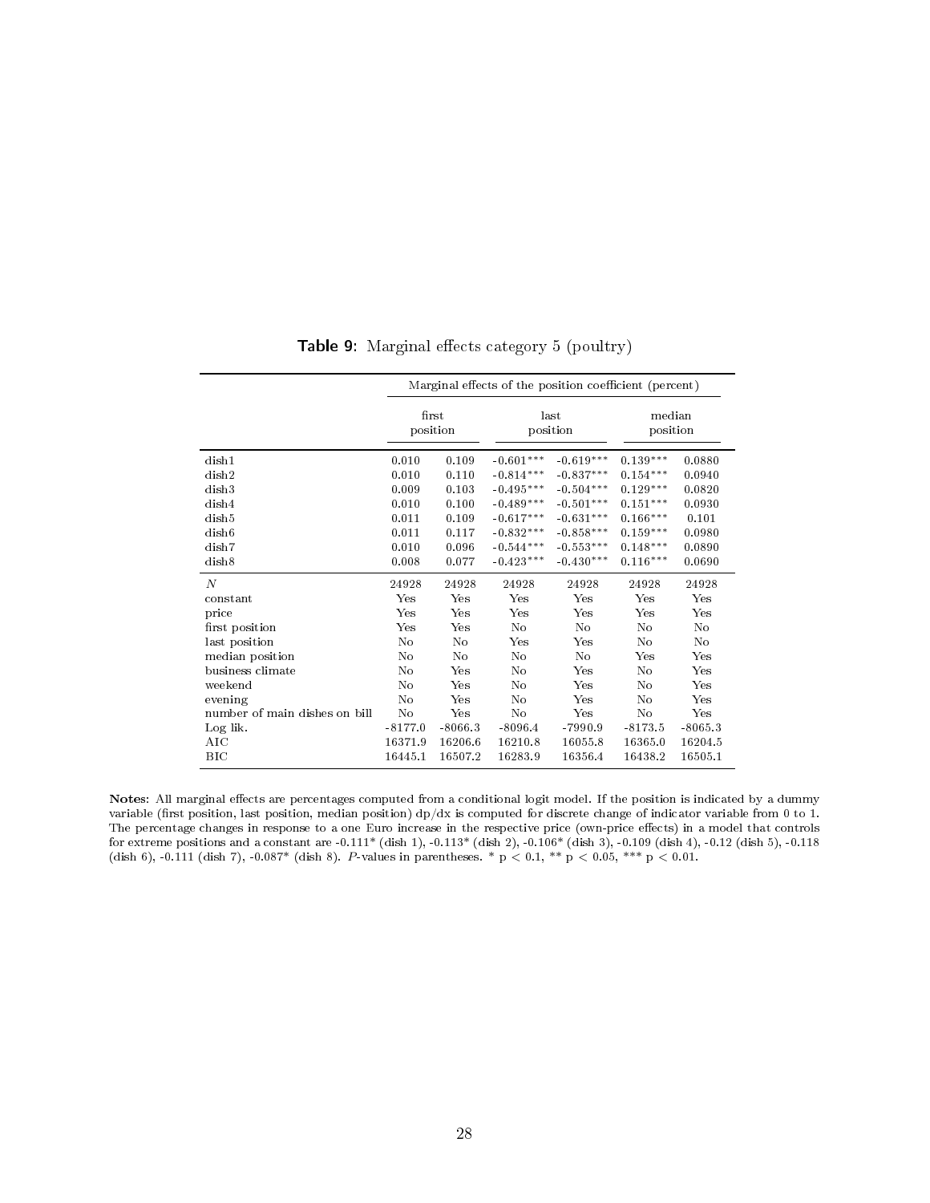**Table 9**: Marginal effects category 5 (poultry)

| | Marginal effects of the position coefficient (percent) | | | | | |
|---|---|---|---|---|---|---|
| | first position | | last position | | median position | |
| dish1 | 0.010 | 0.109 | -0.601*** | -0.619*** | 0.139*** | 0.0880 |
| dish2 | 0.010 | 0.110 | -0.814*** | -0.837*** | 0.154*** | 0.0940 |
| dish3 | 0.009 | 0.103 | -0.495*** | -0.504*** | 0.129*** | 0.0820 |
| dish4 | 0.010 | 0.100 | -0.489*** | -0.501*** | 0.151*** | 0.0930 |
| dish5 | 0.011 | 0.109 | -0.617*** | -0.631*** | 0.166*** | 0.101 |
| dish6 | 0.011 | 0.117 | -0.832*** | -0.858*** | 0.159*** | 0.0980 |
| dish7 | 0.010 | 0.096 | -0.544*** | -0.553*** | 0.148*** | 0.0890 |
| dish8 | 0.008 | 0.077 | -0.423*** | -0.430*** | 0.116*** | 0.0690 |
| $N$ | 24928 | 24928 | 24928 | 24928 | 24928 | 24928 |
| constant | Yes | Yes | Yes | Yes | Yes | Yes |
| price | Yes | Yes | Yes | Yes | Yes | Yes |
| first position | Yes | Yes | No | No | No | No |
| last position | No | No | Yes | Yes | No | No |
| median position | No | No | No | No | Yes | Yes |
| business climate | No | Yes | No | Yes | No | Yes |
| weekend | No | Yes | No | Yes | No | Yes |
| evening | No | Yes | No | Yes | No | Yes |
| number of main dishes on bill | No | Yes | No | Yes | No | Yes |
| Log lik. | -8177.0 | -8066.3 | -8096.4 | -7990.9 | -8173.5 | -8065.3 |
| AIC | 16371.9 | 16206.6 | 16210.8 | 16055.8 | 16365.0 | 16204.5 |
| BIC | 16445.1 | 16507.2 | 16283.9 | 16356.4 | 16438.2 | 16505.1 |

**Notes**: All marginal effects are percentages computed from a conditional logit model. If the position is indicated by a dummy variable (first position, last position, median position) dp/dx is computed for discrete change of indicator variable from 0 to 1. The percentage changes in response to a one Euro increase in the respective price (own-price effects) in a model that controls for extreme positions and a constant are -0.111* (dish 1), -0.113* (dish 2), -0.106* (dish 3), -0.109 (dish 4), -0.12 (dish 5), -0.118 (dish 6), -0.111 (dish 7), -0.087* (dish 8). *P*-values in parentheses. * $p < 0.1$, ** $p < 0.05$, *** $p < 0.01$.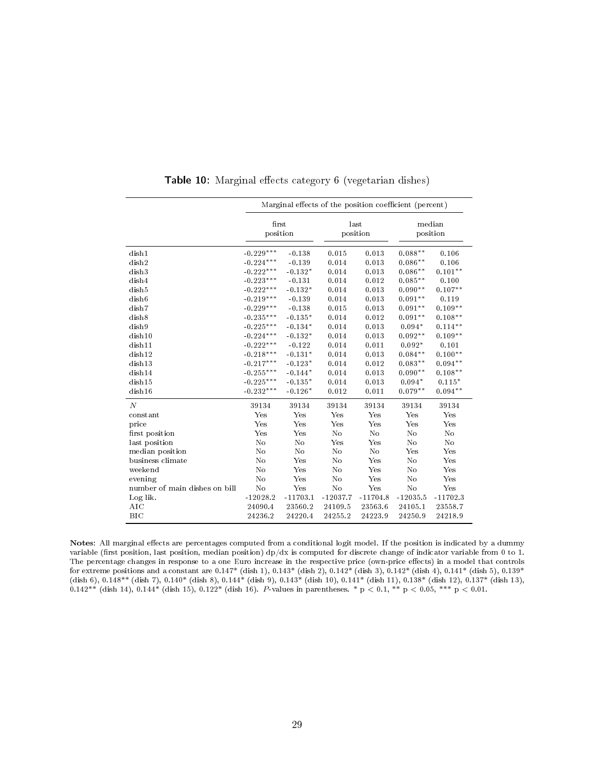**Table 10**: Marginal effects category 6 (vegetarian dishes)

| | Marginal effects of the position coefficient (percent) | | | | | |
|---|---|---|---|---|---|---|
| | first position | | last position | | median position | |
| dish1 | -0.229*** | -0.138 | 0.015 | 0.013 | 0.088** | 0.106 |
| dish2 | -0.224*** | -0.139 | 0.014 | 0.013 | 0.086** | 0.106 |
| dish3 | -0.222*** | -0.132* | 0.014 | 0.013 | 0.086** | 0.101** |
| dish4 | -0.223*** | -0.131 | 0.014 | 0.012 | 0.085** | 0.100 |
| dish5 | -0.222*** | -0.132* | 0.014 | 0.013 | 0.090** | 0.107** |
| dish6 | -0.219*** | -0.139 | 0.014 | 0.013 | 0.091** | 0.119 |
| dish7 | -0.229*** | -0.138 | 0.015 | 0.013 | 0.091** | 0.109** |
| dish8 | -0.235*** | -0.135* | 0.014 | 0.012 | 0.091** | 0.108** |
| dish9 | -0.225*** | -0.134* | 0.014 | 0.013 | 0.094* | 0.114** |
| dish10 | -0.224*** | -0.132* | 0.014 | 0.013 | 0.092** | 0.109** |
| dish11 | -0.222*** | -0.122 | 0.014 | 0.011 | 0.092* | 0.101 |
| dish12 | -0.218*** | -0.131* | 0.014 | 0.013 | 0.084** | 0.100** |
| dish13 | -0.217*** | -0.123* | 0.014 | 0.012 | 0.083** | 0.094** |
| dish14 | -0.255*** | -0.144* | 0.014 | 0.013 | 0.090** | 0.108** |
| dish15 | -0.225*** | -0.135* | 0.014 | 0.013 | 0.094* | 0.115* |
| dish16 | -0.232*** | -0.126* | 0.012 | 0.011 | 0.079** | 0.094** |
| $N$ | 39134 | 39134 | 39134 | 39134 | 39134 | 39134 |
| constant | Yes | Yes | Yes | Yes | Yes | Yes |
| price | Yes | Yes | Yes | Yes | Yes | Yes |
| first position | Yes | Yes | No | No | No | No |
| last position | No | No | Yes | Yes | No | No |
| median position | No | No | No | No | Yes | Yes |
| business climate | No | Yes | No | Yes | No | Yes |
| weekend | No | Yes | No | Yes | No | Yes |
| evening | No | Yes | No | Yes | No | Yes |
| number of main dishes on bill | No | Yes | No | Yes | No | Yes |
| Log lik. | -12028.2 | -11703.1 | -12037.7 | -11704.8 | -12035.5 | -11702.3 |
| AIC | 24090.4 | 23560.2 | 24109.5 | 23563.6 | 24105.1 | 23558.7 |
| BIC | 24236.2 | 24220.4 | 24255.2 | 24223.9 | 24250.9 | 24218.9 |

**Notes**: All marginal effects are percentages computed from a conditional logit model. If the position is indicated by a dummy variable (first position, last position, median position) dp/dx is computed for discrete change of indicator variable from 0 to 1. The percentage changes in response to a one Euro increase in the respective price (own-price effects) in a model that controls for extreme positions and a constant are 0.147* (dish 1), 0.143* (dish 2), 0.142* (dish 3), 0.142* (dish 4), 0.141* (dish 5), 0.139* (dish 6), 0.148** (dish 7), 0.140* (dish 8), 0.144* (dish 9), 0.143* (dish 10), 0.141* (dish 11), 0.138* (dish 12), 0.137* (dish 13), 0.142** (dish 14), 0.144* (dish 15), 0.122* (dish 16). *P*-values in parentheses. * $p < 0.1$, ** $p < 0.05$, *** $p < 0.01$.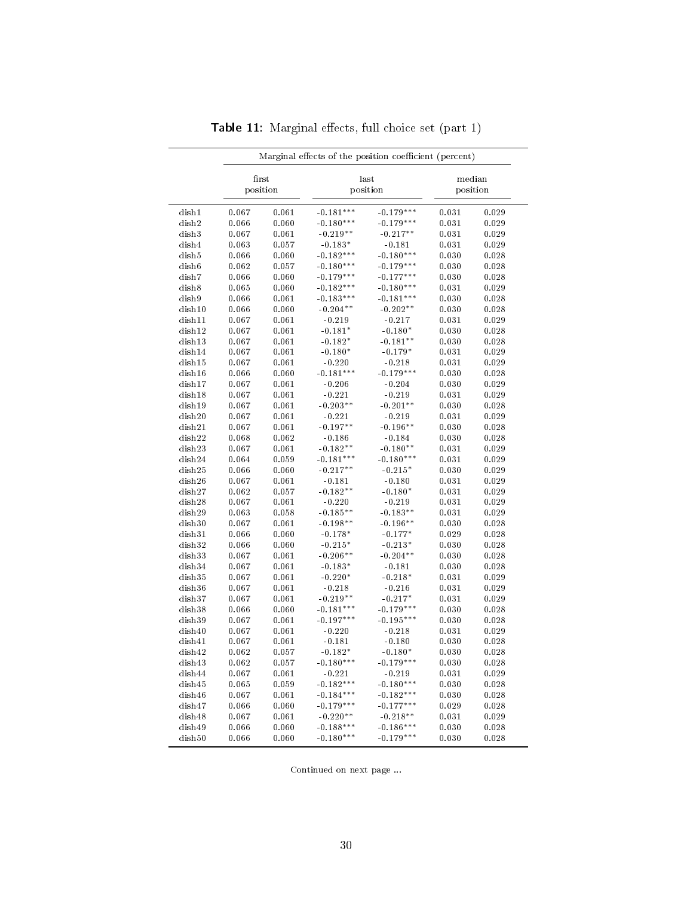**Table 11:** Marginal effects, full choice set (part 1)

| | Marginal effects of the position coefficient (percent) | | | | | |
|---|---|---|---|---|---|---|
| | first position | | last position | | median position | |
| dish1 | 0.067 | 0.061 | -0.181*** | -0.179*** | 0.031 | 0.029 |
| dish2 | 0.066 | 0.060 | -0.180*** | -0.179*** | 0.031 | 0.029 |
| dish3 | 0.067 | 0.061 | -0.219** | -0.217** | 0.031 | 0.029 |
| dish4 | 0.063 | 0.057 | -0.183* | -0.181 | 0.031 | 0.029 |
| dish5 | 0.066 | 0.060 | -0.182*** | -0.180*** | 0.030 | 0.028 |
| dish6 | 0.062 | 0.057 | -0.180*** | -0.179*** | 0.030 | 0.028 |
| dish7 | 0.066 | 0.060 | -0.179*** | -0.177*** | 0.030 | 0.028 |
| dish8 | 0.065 | 0.060 | -0.182*** | -0.180*** | 0.031 | 0.029 |
| dish9 | 0.066 | 0.061 | -0.183*** | -0.181*** | 0.030 | 0.028 |
| dish10 | 0.066 | 0.060 | -0.204** | -0.202** | 0.030 | 0.028 |
| dish11 | 0.067 | 0.061 | -0.219 | -0.217 | 0.031 | 0.029 |
| dish12 | 0.067 | 0.061 | -0.181* | -0.180* | 0.030 | 0.028 |
| dish13 | 0.067 | 0.061 | -0.182* | -0.181** | 0.030 | 0.028 |
| dish14 | 0.067 | 0.061 | -0.180* | -0.179* | 0.031 | 0.029 |
| dish15 | 0.067 | 0.061 | -0.220 | -0.218 | 0.031 | 0.029 |
| dish16 | 0.066 | 0.060 | -0.181*** | -0.179*** | 0.030 | 0.028 |
| dish17 | 0.067 | 0.061 | -0.206 | -0.204 | 0.030 | 0.029 |
| dish18 | 0.067 | 0.061 | -0.221 | -0.219 | 0.031 | 0.029 |
| dish19 | 0.067 | 0.061 | -0.203** | -0.201** | 0.030 | 0.028 |
| dish20 | 0.067 | 0.061 | -0.221 | -0.219 | 0.031 | 0.029 |
| dish21 | 0.067 | 0.061 | -0.197** | -0.196** | 0.030 | 0.028 |
| dish22 | 0.068 | 0.062 | -0.186 | -0.184 | 0.030 | 0.028 |
| dish23 | 0.067 | 0.061 | -0.182** | -0.180** | 0.031 | 0.029 |
| dish24 | 0.064 | 0.059 | -0.181*** | -0.180*** | 0.031 | 0.029 |
| dish25 | 0.066 | 0.060 | -0.217** | -0.215* | 0.030 | 0.029 |
| dish26 | 0.067 | 0.061 | -0.181 | -0.180 | 0.031 | 0.029 |
| dish27 | 0.062 | 0.057 | -0.182** | -0.180* | 0.031 | 0.029 |
| dish28 | 0.067 | 0.061 | -0.220 | -0.219 | 0.031 | 0.029 |
| dish29 | 0.063 | 0.058 | -0.185** | -0.183** | 0.031 | 0.029 |
| dish30 | 0.067 | 0.061 | -0.198** | -0.196** | 0.030 | 0.028 |
| dish31 | 0.066 | 0.060 | -0.178* | -0.177* | 0.029 | 0.028 |
| dish32 | 0.066 | 0.060 | -0.215* | -0.213* | 0.030 | 0.028 |
| dish33 | 0.067 | 0.061 | -0.206** | -0.204** | 0.030 | 0.028 |
| dish34 | 0.067 | 0.061 | -0.183* | -0.181 | 0.030 | 0.028 |
| dish35 | 0.067 | 0.061 | -0.220* | -0.218* | 0.031 | 0.029 |
| dish36 | 0.067 | 0.061 | -0.218 | -0.216 | 0.031 | 0.029 |
| dish37 | 0.067 | 0.061 | -0.219** | -0.217* | 0.031 | 0.029 |
| dish38 | 0.066 | 0.060 | -0.181*** | -0.179*** | 0.030 | 0.028 |
| dish39 | 0.067 | 0.061 | -0.197*** | -0.195*** | 0.030 | 0.028 |
| dish40 | 0.067 | 0.061 | -0.220 | -0.218 | 0.031 | 0.029 |
| dish41 | 0.067 | 0.061 | -0.181 | -0.180 | 0.030 | 0.028 |
| dish42 | 0.062 | 0.057 | -0.182* | -0.180* | 0.030 | 0.028 |
| dish43 | 0.062 | 0.057 | -0.180*** | -0.179*** | 0.030 | 0.028 |
| dish44 | 0.067 | 0.061 | -0.221 | -0.219 | 0.031 | 0.029 |
| dish45 | 0.065 | 0.059 | -0.182*** | -0.180*** | 0.030 | 0.028 |
| dish46 | 0.067 | 0.061 | -0.184*** | -0.182*** | 0.030 | 0.028 |
| dish47 | 0.066 | 0.060 | -0.179*** | -0.177*** | 0.029 | 0.028 |
| dish48 | 0.067 | 0.061 | -0.220** | -0.218** | 0.031 | 0.029 |
| dish49 | 0.066 | 0.060 | -0.188*** | -0.186*** | 0.030 | 0.028 |
| dish50 | 0.066 | 0.060 | -0.180*** | -0.179*** | 0.030 | 0.028 |

Continued on next page ...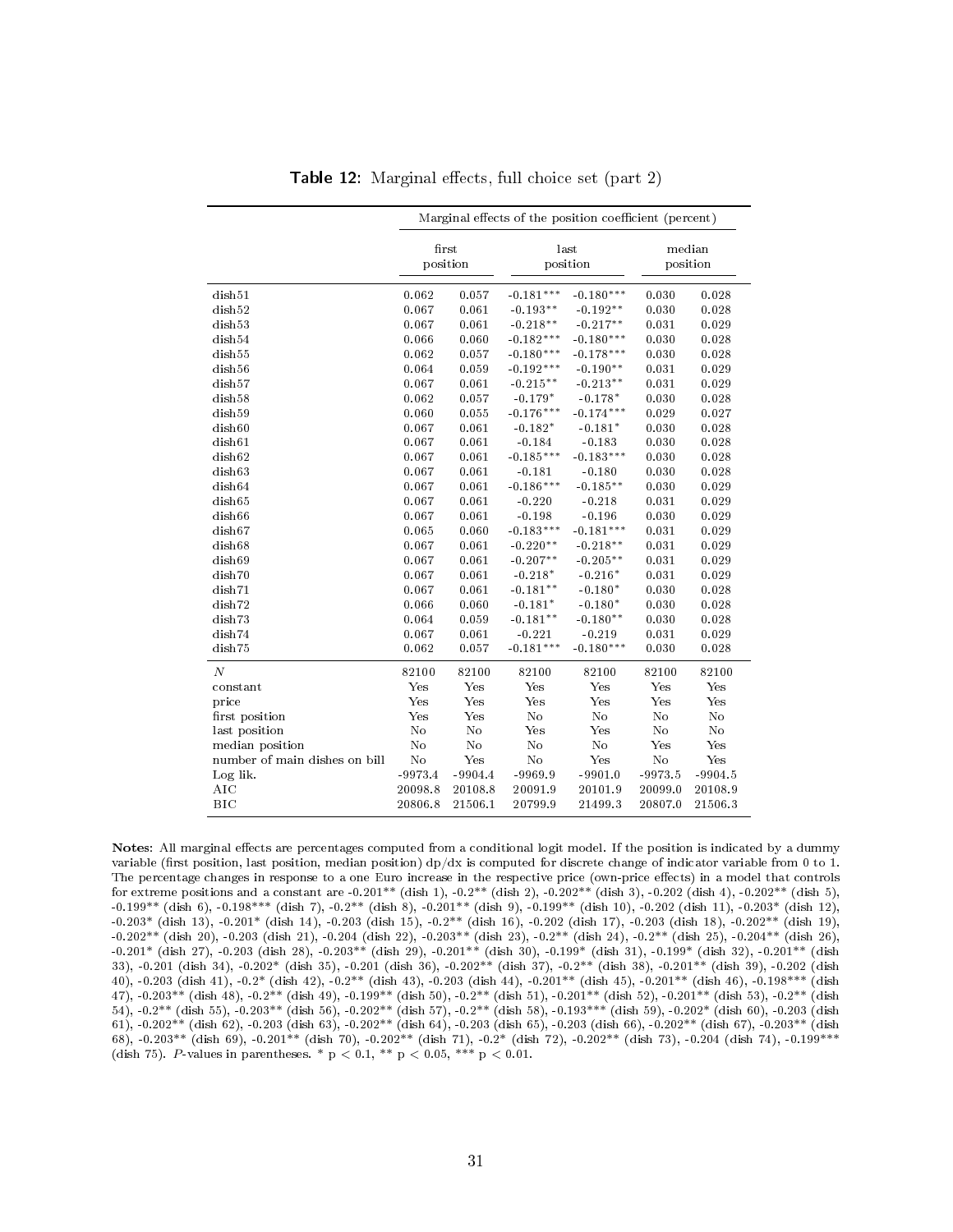**Table 12:** Marginal effects, full choice set (part 2)

| | Marginal effects of the position coefficient (percent) | | | | | |
|---|---|---|---|---|---|---|
| | first position | | last position | | median position | |
| dish51 | 0.062 | 0.057 | -0.181*** | -0.180*** | 0.030 | 0.028 |
| dish52 | 0.067 | 0.061 | -0.193** | -0.192** | 0.030 | 0.028 |
| dish53 | 0.067 | 0.061 | -0.218** | -0.217** | 0.031 | 0.029 |
| dish54 | 0.066 | 0.060 | -0.182*** | -0.180*** | 0.030 | 0.028 |
| dish55 | 0.062 | 0.057 | -0.180*** | -0.178*** | 0.030 | 0.028 |
| dish56 | 0.064 | 0.059 | -0.192*** | -0.190** | 0.031 | 0.029 |
| dish57 | 0.067 | 0.061 | -0.215** | -0.213** | 0.031 | 0.029 |
| dish58 | 0.062 | 0.057 | -0.179* | -0.178* | 0.030 | 0.028 |
| dish59 | 0.060 | 0.055 | -0.176*** | -0.174*** | 0.029 | 0.027 |
| dish60 | 0.067 | 0.061 | -0.182* | -0.181* | 0.030 | 0.028 |
| dish61 | 0.067 | 0.061 | -0.184 | -0.183 | 0.030 | 0.028 |
| dish62 | 0.067 | 0.061 | -0.185*** | -0.183*** | 0.030 | 0.028 |
| dish63 | 0.067 | 0.061 | -0.181 | -0.180 | 0.030 | 0.028 |
| dish64 | 0.067 | 0.061 | -0.186*** | -0.185** | 0.030 | 0.029 |
| dish65 | 0.067 | 0.061 | -0.220 | -0.218 | 0.031 | 0.029 |
| dish66 | 0.067 | 0.061 | -0.198 | -0.196 | 0.030 | 0.029 |
| dish67 | 0.065 | 0.060 | -0.183*** | -0.181*** | 0.031 | 0.029 |
| dish68 | 0.067 | 0.061 | -0.220** | -0.218** | 0.031 | 0.029 |
| dish69 | 0.067 | 0.061 | -0.207** | -0.205** | 0.031 | 0.029 |
| dish70 | 0.067 | 0.061 | -0.218* | -0.216* | 0.031 | 0.029 |
| dish71 | 0.067 | 0.061 | -0.181** | -0.180* | 0.030 | 0.028 |
| dish72 | 0.066 | 0.060 | -0.181* | -0.180* | 0.030 | 0.028 |
| dish73 | 0.064 | 0.059 | -0.181** | -0.180** | 0.030 | 0.028 |
| dish74 | 0.067 | 0.061 | -0.221 | -0.219 | 0.031 | 0.029 |
| dish75 | 0.062 | 0.057 | -0.181*** | -0.180*** | 0.030 | 0.028 |
| $N$ | 82100 | 82100 | 82100 | 82100 | 82100 | 82100 |
| constant | Yes | Yes | Yes | Yes | Yes | Yes |
| price | Yes | Yes | Yes | Yes | Yes | Yes |
| first position | Yes | Yes | No | No | No | No |
| last position | No | No | Yes | Yes | No | No |
| median position | No | No | No | No | Yes | Yes |
| number of main dishes on bill | No | Yes | No | Yes | No | Yes |
| Log lik. | -9973.4 | -9904.4 | -9969.9 | -9901.0 | -9973.5 | -9904.5 |
| AIC | 20098.8 | 20108.8 | 20091.9 | 20101.9 | 20099.0 | 20108.9 |
| BIC | 20806.8 | 21506.1 | 20799.9 | 21499.3 | 20807.0 | 21506.3 |

**Notes**: All marginal effects are percentages computed from a conditional logit model. If the position is indicated by a dummy variable (first position, last position, median position) dp/dx is computed for discrete change of indicator variable from 0 to 1. The percentage changes in response to a one Euro increase in the respective price (own-price effects) in a model that controls for extreme positions and a constant are -0.201** (dish 1), -0.2** (dish 2), -0.202** (dish 3), -0.202 (dish 4), -0.202** (dish 5), -0.199** (dish 6), -0.198*** (dish 7), -0.2** (dish 8), -0.201** (dish 9), -0.199** (dish 10), -0.202 (dish 11), -0.203* (dish 12), -0.203* (dish 13), -0.201* (dish 14), -0.203 (dish 15), -0.2** (dish 16), -0.202 (dish 17), -0.203 (dish 18), -0.202** (dish 19), -0.202** (dish 20), -0.203 (dish 21), -0.204 (dish 22), -0.203** (dish 23), -0.2** (dish 24), -0.2** (dish 25), -0.204** (dish 26), -0.201* (dish 27), -0.203 (dish 28), -0.203** (dish 29), -0.201** (dish 30), -0.199* (dish 31), -0.199* (dish 32), -0.201** (dish 33), -0.201 (dish 34), -0.202* (dish 35), -0.201 (dish 36), -0.202** (dish 37), -0.2** (dish 38), -0.201** (dish 39), -0.202 (dish 40), -0.203 (dish 41), -0.2* (dish 42), -0.2** (dish 43), -0.203 (dish 44), -0.201** (dish 45), -0.201** (dish 46), -0.198*** (dish 47), -0.203** (dish 48), -0.2** (dish 49), -0.199** (dish 50), -0.2** (dish 51), -0.201** (dish 52), -0.201** (dish 53), -0.2** (dish 54), -0.2** (dish 55), -0.203** (dish 56), -0.202** (dish 57), -0.2** (dish 58), -0.193*** (dish 59), -0.202* (dish 60), -0.203 (dish 61), -0.202** (dish 62), -0.203 (dish 63), -0.202** (dish 64), -0.203 (dish 65), -0.203 (dish 66), -0.202** (dish 67), -0.203** (dish 68), -0.203** (dish 69), -0.201** (dish 70), -0.202** (dish 71), -0.2* (dish 72), -0.202** (dish 73), -0.204 (dish 74), -0.199*** (dish 75). *P*-values in parentheses. * $p < 0.1$, ** $p < 0.05$, *** $p < 0.01$.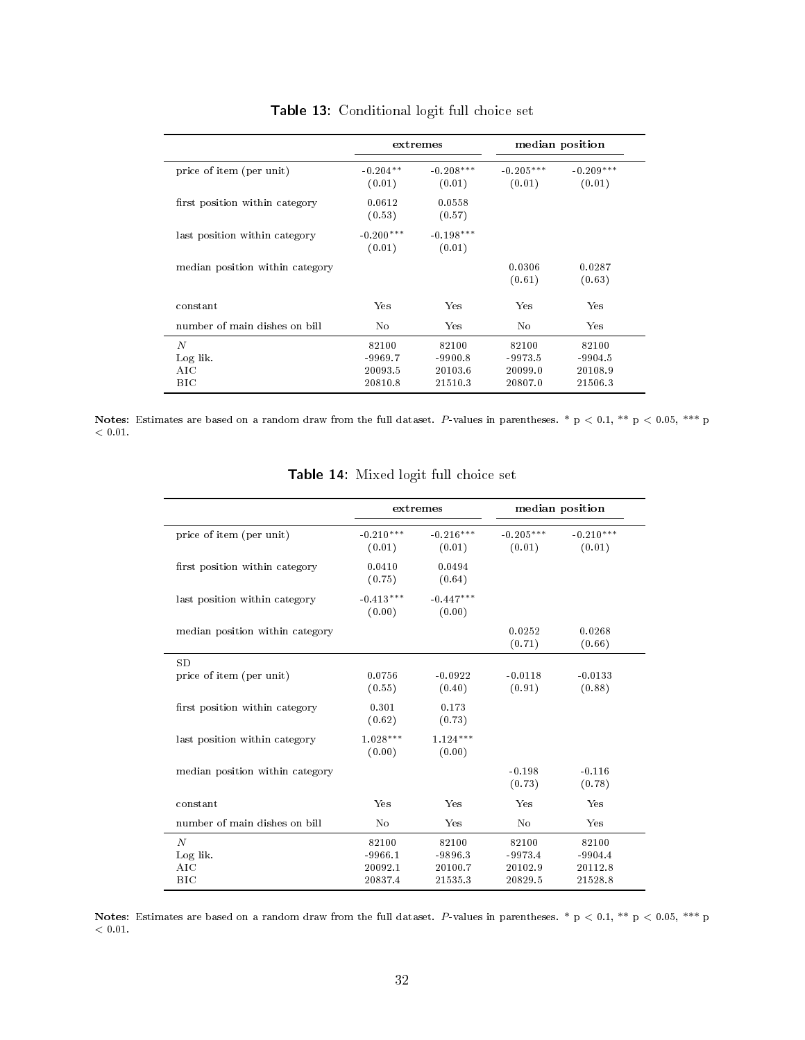**Table 13**: Conditional logit full choice set

| | extremes | | median position | |
|---|---|---|---|---|
| price of item (per unit) | -0.204** | -0.208*** | -0.205*** | -0.209*** |
| | (0.01) | (0.01) | (0.01) | (0.01) |
| first position within category | 0.0612 | 0.0558 | | |
| | (0.53) | (0.57) | | |
| last position within category | -0.200*** | -0.198*** | | |
| | (0.01) | (0.01) | | |
| median position within category | | | 0.0306 | 0.0287 |
| | | | (0.61) | (0.63) |
| constant | Yes | Yes | Yes | Yes |
| number of main dishes on bill | No | Yes | No | Yes |
| $N$ | 82100 | 82100 | 82100 | 82100 |
| Log lik. | -9969.7 | -9900.8 | -9973.5 | -9904.5 |
| AIC | 20093.5 | 20103.6 | 20099.0 | 20108.9 |
| BIC | 20810.8 | 21510.3 | 20807.0 | 21506.3 |

**Notes**: Estimates are based on a random draw from the full dataset. *P*-values in parentheses. * p < 0.1, ** p < 0.05, *** p < 0.01.

**Table 14**: Mixed logit full choice set

| | extremes | | median position | |
|---|---|---|---|---|
| price of item (per unit) | -0.210*** | -0.216*** | -0.205*** | -0.210*** |
| | (0.01) | (0.01) | (0.01) | (0.01) |
| first position within category | 0.0410 | 0.0494 | | |
| | (0.75) | (0.64) | | |
| last position within category | -0.413*** | -0.447*** | | |
| | (0.00) | (0.00) | | |
| median position within category | | | 0.0252 | 0.0268 |
| | | | (0.71) | (0.66) |
| SD | | | | |
| price of item (per unit) | 0.0756 | -0.0922 | -0.0118 | -0.0133 |
| | (0.55) | (0.40) | (0.91) | (0.88) |
| first position within category | 0.301 | 0.173 | | |
| | (0.62) | (0.73) | | |
| last position within category | 1.028*** | 1.124*** | | |
| | (0.00) | (0.00) | | |
| median position within category | | | -0.198 | -0.116 |
| | | | (0.73) | (0.78) |
| constant | Yes | Yes | Yes | Yes |
| number of main dishes on bill | No | Yes | No | Yes |
| $N$ | 82100 | 82100 | 82100 | 82100 |
| Log lik. | -9966.1 | -9896.3 | -9973.4 | -9904.4 |
| AIC | 20092.1 | 20100.7 | 20102.9 | 20112.8 |
| BIC | 20837.4 | 21535.3 | 20829.5 | 21528.8 |

**Notes**: Estimates are based on a random draw from the full dataset. *P*-values in parentheses. * p < 0.1, ** p < 0.05, *** p < 0.01.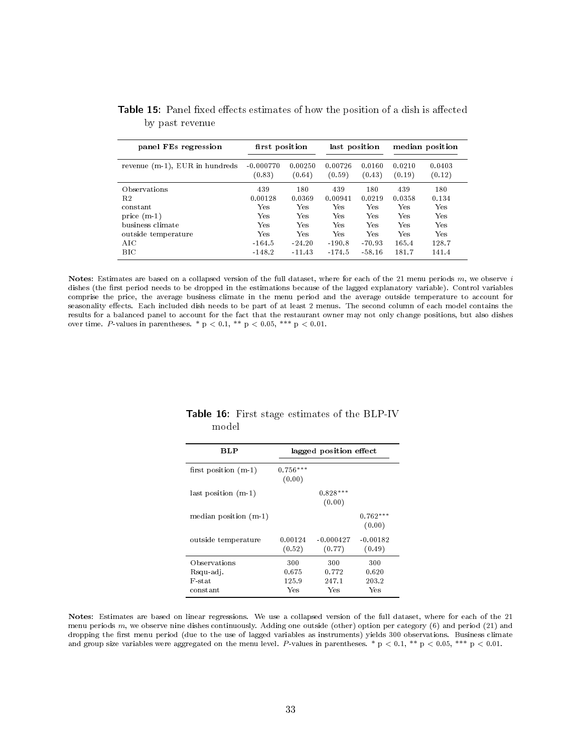**Table 15**: Panel fixed effects estimates of how the position of a dish is affected by past revenue

| panel FEs regression | first position | | last position | | median position | |
|---|---|---|---|---|---|---|
| revenue (m-1), EUR in hundreds | -0.000770 (0.83) | 0.00250 (0.64) | 0.00726 (0.59) | 0.0160 (0.43) | 0.0210 (0.19) | 0.0403 (0.12) |
| Observations | 439 | 180 | 439 | 180 | 439 | 180 |
| R2 | 0.00128 | 0.0369 | 0.00941 | 0.0219 | 0.0358 | 0.134 |
| constant | Yes | Yes | Yes | Yes | Yes | Yes |
| price (m-1) | Yes | Yes | Yes | Yes | Yes | Yes |
| business climate | Yes | Yes | Yes | Yes | Yes | Yes |
| outside temperature | Yes | Yes | Yes | Yes | Yes | Yes |
| AIC | -164.5 | -24.20 | -190.8 | -70.93 | 165.4 | 128.7 |
| BIC | -148.2 | -11.43 | -174.5 | -58.16 | 181.7 | 141.4 |

**Notes**: Estimates are based on a collapsed version of the full dataset, where for each of the 21 menu periods $m$, we observe $i$ dishes (the first period needs to be dropped in the estimations because of the lagged explanatory variable). Control variables comprise the price, the average business climate in the menu period and the average outside temperature to account for seasonality effects. Each included dish needs to be part of at least 2 menus. The second column of each model contains the results for a balanced panel to account for the fact that the restaurant owner may not only change positions, but also dishes over time. *P*-values in parentheses. * p < 0.1, ** p < 0.05, *** p < 0.01.

**Table 16**: First stage estimates of the BLP-IV model

| BLP | lagged position effect | | |
|---|---|---|---|
| first position (m-1) | 0.756*** (0.00) | | |
| last position (m-1) | | 0.828*** (0.00) | |
| median position (m-1) | | | 0.762*** (0.00) |
| outside temperature | 0.00124 (0.52) | -0.000427 (0.77) | -0.00182 (0.49) |
| Observations | 300 | 300 | 300 |
| Rsqu-adj. | 0.675 | 0.772 | 0.620 |
| F-stat | 125.9 | 247.1 | 203.2 |
| constant | Yes | Yes | Yes |

**Notes**: Estimates are based on linear regressions. We use a collapsed version of the full dataset, where for each of the 21 menu periods $m$, we observe nine dishes continuously. Adding one outside (other) option per category (6) and period (21) and dropping the first menu period (due to the use of lagged variables as instruments) yields 300 observations. Business climate and group size variables were aggregated on the menu level. *P*-values in parentheses. * p < 0.1, ** p < 0.05, *** p < 0.01.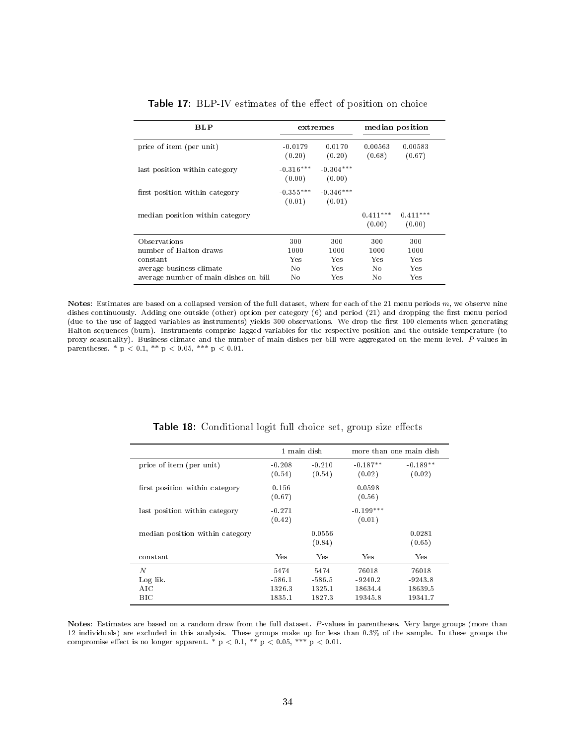**Table 17**: BLP-IV estimates of the effect of position on choice

| BLP | extremes | | median position | |
|---|---|---|---|---|
| price of item (per unit) | -0.0179 | 0.0170 | 0.00563 | 0.00583 |
| | (0.20) | (0.20) | (0.68) | (0.67) |
| last position within category | -0.316*** | -0.304*** | | |
| | (0.00) | (0.00) | | |
| first position within category | -0.355*** | -0.346*** | | |
| | (0.01) | (0.01) | | |
| median position within category | | | 0.411*** | 0.411*** |
| | | | (0.00) | (0.00) |
| Observations | 300 | 300 | 300 | 300 |
| number of Halton draws | 1000 | 1000 | 1000 | 1000 |
| constant | Yes | Yes | Yes | Yes |
| average business climate | No | Yes | No | Yes |
| average number of main dishes on bill | No | Yes | No | Yes |

**Notes**: Estimates are based on a collapsed version of the full dataset, where for each of the 21 menu periods $m$, we observe nine dishes continuously. Adding one outside (other) option per category (6) and period (21) and dropping the first menu period (due to the use of lagged variables as instruments) yields 300 observations. We drop the first 100 elements when generating Halton sequences (burn). Instruments comprise lagged variables for the respective position and the outside temperature (to proxy seasonality). Business climate and the number of main dishes per bill were aggregated on the menu level. $P$-values in parentheses. * $p < 0.1$, ** $p < 0.05$, *** $p < 0.01$.

**Table 18**: Conditional logit full choice set, group size effects

| | 1 main dish | | more than one main dish | |
|---|---|---|---|---|
| price of item (per unit) | -0.208 | -0.210 | -0.187** | -0.189** |
| | (0.54) | (0.54) | (0.02) | (0.02) |
| first position within category | 0.156 | | 0.0598 | |
| | (0.67) | | (0.56) | |
| last position within category | -0.271 | | -0.199*** | |
| | (0.42) | | (0.01) | |
| median position within category | | 0.0556 | | 0.0281 |
| | | (0.84) | | (0.65) |
| constant | Yes | Yes | Yes | Yes |
| $N$ | 5474 | 5474 | 76018 | 76018 |
| Log lik. | -586.1 | -586.5 | -9240.2 | -9243.8 |
| AIC | 1326.3 | 1325.1 | 18634.4 | 18639.5 |
| BIC | 1835.1 | 1827.3 | 19345.8 | 19341.7 |

**Notes**: Estimates are based on a random draw from the full dataset. $P$-values in parentheses. Very large groups (more than 12 individuals) are excluded in this analysis. These groups make up for less than 0.3% of the sample. In these groups the compromise effect is no longer apparent. * $p < 0.1$, ** $p < 0.05$, *** $p < 0.01$.